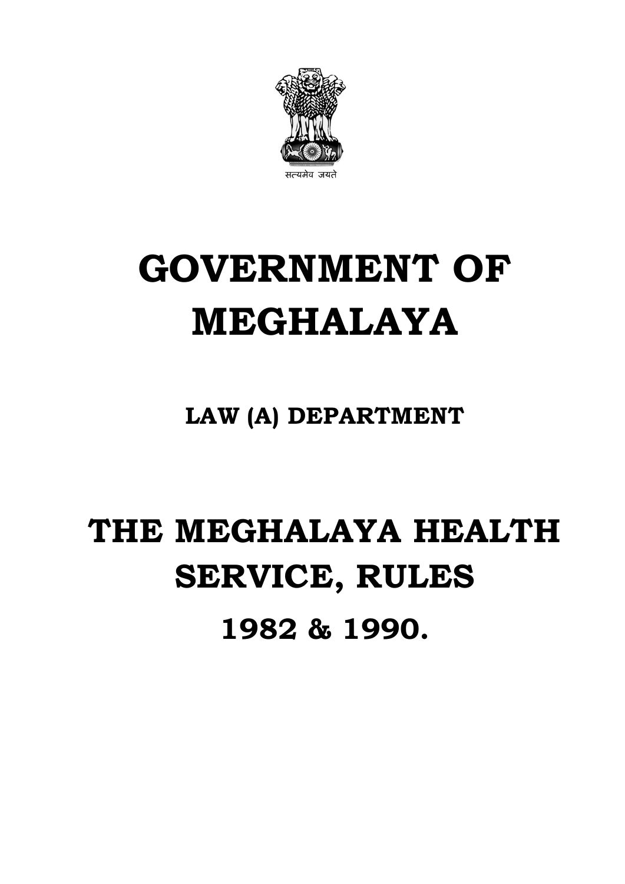सत्यमेव जयते

# GOVERNMENT OF MEGHALAYA

## LAW (A) DEPARTMENT

# THE MEGHALAYA HEALTH SERVICE, RULES

# 1982 & 1990.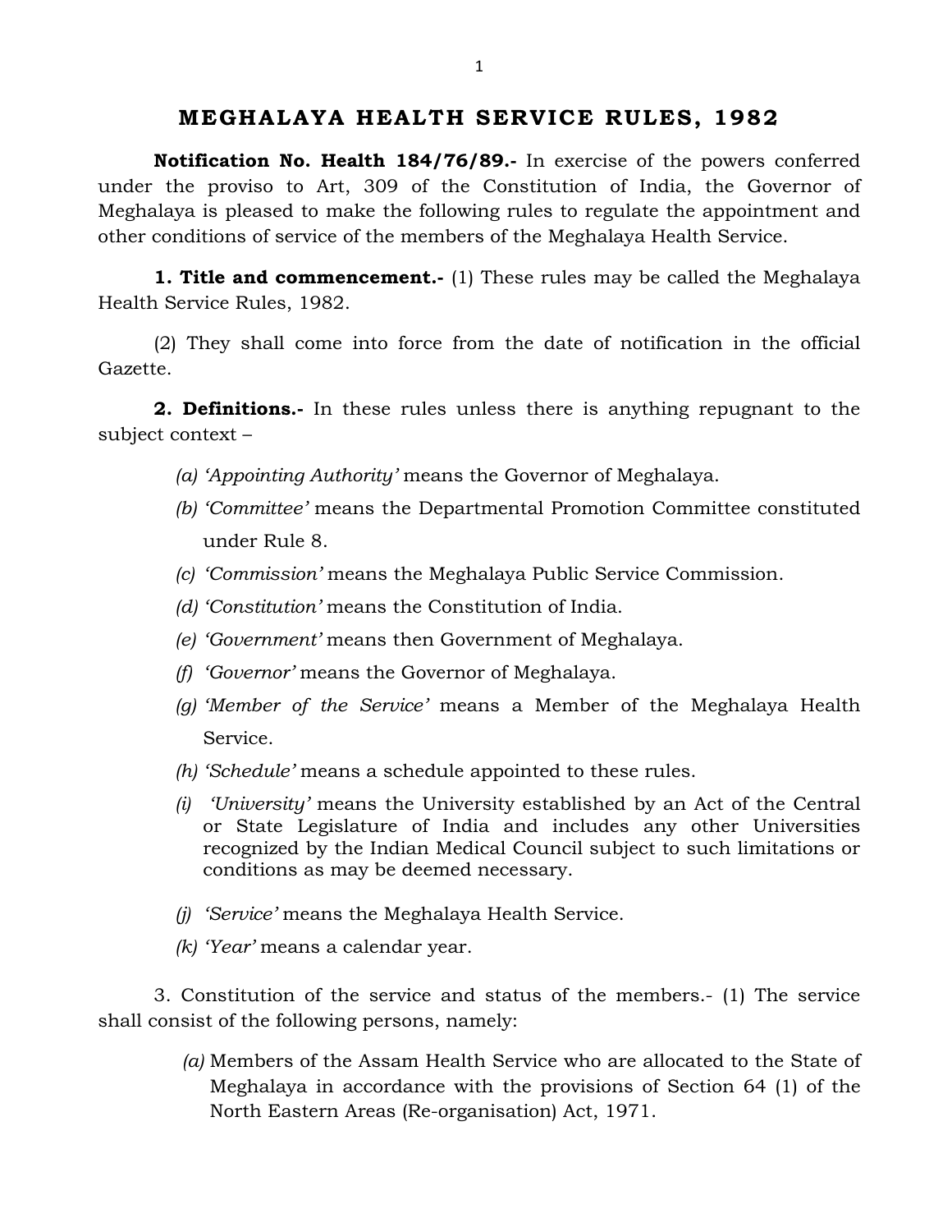# MEGHALAYA HEALTH SERVICE RULES, 1982

**Notification No. Health 184/76/89.-** In exercise of the powers conferred under the proviso to Art, 309 of the Constitution of India, the Governor of Meghalaya is pleased to make the following rules to regulate the appointment and other conditions of service of the members of the Meghalaya Health Service.

**1. Title and commencement.-** (1) These rules may be called the Meghalaya Health Service Rules, 1982.

(2) They shall come into force from the date of notification in the official Gazette.

**2. Definitions.-** In these rules unless there is anything repugnant to the subject context –

*(a) 'Appointing Authority'* means the Governor of Meghalaya.

*(b) 'Committee'* means the Departmental Promotion Committee constituted under Rule 8.

*(c) 'Commission'* means the Meghalaya Public Service Commission.

*(d) 'Constitution'* means the Constitution of India.

*(e) 'Government'* means then Government of Meghalaya.

*(f) 'Governor'* means the Governor of Meghalaya.

*(g) 'Member of the Service'* means a Member of the Meghalaya Health Service.

*(h) 'Schedule'* means a schedule appointed to these rules.

*(i) 'University'* means the University established by an Act of the Central or State Legislature of India and includes any other Universities recognized by the Indian Medical Council subject to such limitations or conditions as may be deemed necessary.

*(j) 'Service'* means the Meghalaya Health Service.

*(k) 'Year'* means a calendar year.

3. Constitution of the service and status of the members.- (1) The service shall consist of the following persons, namely:

*(a)* Members of the Assam Health Service who are allocated to the State of Meghalaya in accordance with the provisions of Section 64 (1) of the North Eastern Areas (Re-organisation) Act, 1971.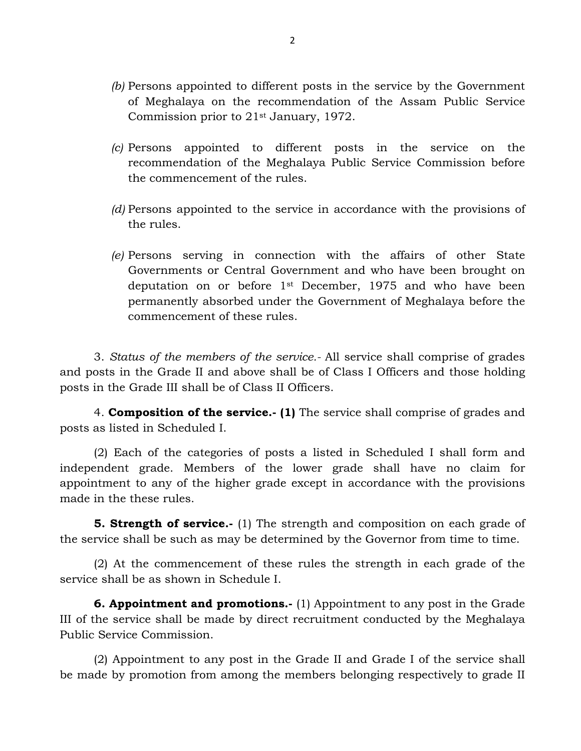*(b)* Persons appointed to different posts in the service by the Government of Meghalaya on the recommendation of the Assam Public Service Commission prior to 21st January, 1972.

*(c)* Persons appointed to different posts in the service on the recommendation of the Meghalaya Public Service Commission before the commencement of the rules.

*(d)* Persons appointed to the service in accordance with the provisions of the rules.

*(e)* Persons serving in connection with the affairs of other State Governments or Central Government and who have been brought on deputation on or before 1st December, 1975 and who have been permanently absorbed under the Government of Meghalaya before the commencement of these rules.

3. *Status of the members of the service.-* All service shall comprise of grades and posts in the Grade II and above shall be of Class I Officers and those holding posts in the Grade III shall be of Class II Officers.

4. **Composition of the service.- (1)** The service shall comprise of grades and posts as listed in Scheduled I.

(2) Each of the categories of posts a listed in Scheduled I shall form and independent grade. Members of the lower grade shall have no claim for appointment to any of the higher grade except in accordance with the provisions made in the these rules.

**5. Strength of service.-** (1) The strength and composition on each grade of the service shall be such as may be determined by the Governor from time to time.

(2) At the commencement of these rules the strength in each grade of the service shall be as shown in Schedule I.

**6. Appointment and promotions.-** (1) Appointment to any post in the Grade III of the service shall be made by direct recruitment conducted by the Meghalaya Public Service Commission.

(2) Appointment to any post in the Grade II and Grade I of the service shall be made by promotion from among the members belonging respectively to grade II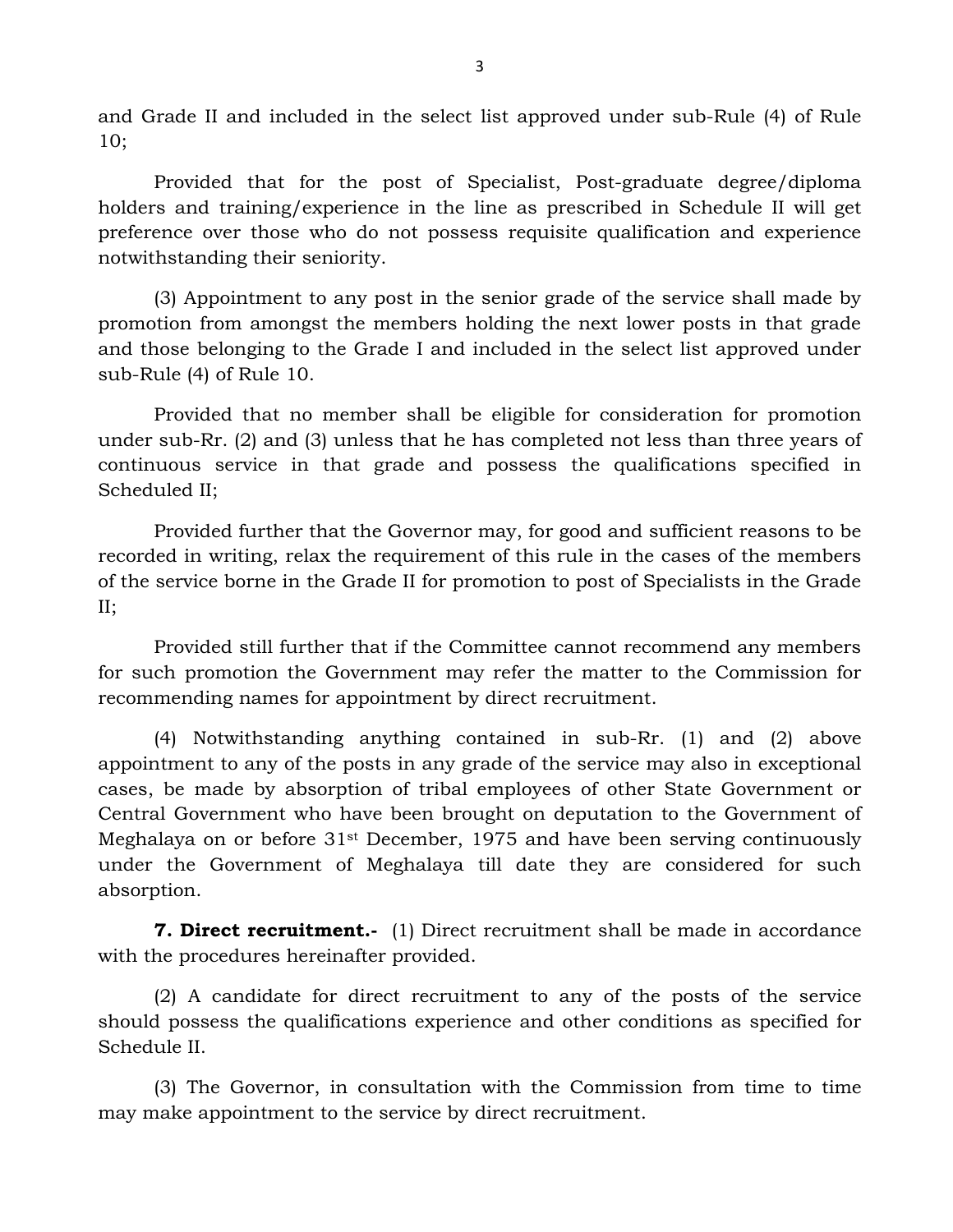and Grade II and included in the select list approved under sub-Rule (4) of Rule 10;

Provided that for the post of Specialist, Post-graduate degree/diploma holders and training/experience in the line as prescribed in Schedule II will get preference over those who do not possess requisite qualification and experience notwithstanding their seniority.

(3) Appointment to any post in the senior grade of the service shall made by promotion from amongst the members holding the next lower posts in that grade and those belonging to the Grade I and included in the select list approved under sub-Rule (4) of Rule 10.

Provided that no member shall be eligible for consideration for promotion under sub-Rr. (2) and (3) unless that he has completed not less than three years of continuous service in that grade and possess the qualifications specified in Scheduled II;

Provided further that the Governor may, for good and sufficient reasons to be recorded in writing, relax the requirement of this rule in the cases of the members of the service borne in the Grade II for promotion to post of Specialists in the Grade II;

Provided still further that if the Committee cannot recommend any members for such promotion the Government may refer the matter to the Commission for recommending names for appointment by direct recruitment.

(4) Notwithstanding anything contained in sub-Rr. (1) and (2) above appointment to any of the posts in any grade of the service may also in exceptional cases, be made by absorption of tribal employees of other State Government or Central Government who have been brought on deputation to the Government of Meghalaya on or before 31st December, 1975 and have been serving continuously under the Government of Meghalaya till date they are considered for such absorption.

**7. Direct recruitment.-** (1) Direct recruitment shall be made in accordance with the procedures hereinafter provided.

(2) A candidate for direct recruitment to any of the posts of the service should possess the qualifications experience and other conditions as specified for Schedule II.

(3) The Governor, in consultation with the Commission from time to time may make appointment to the service by direct recruitment.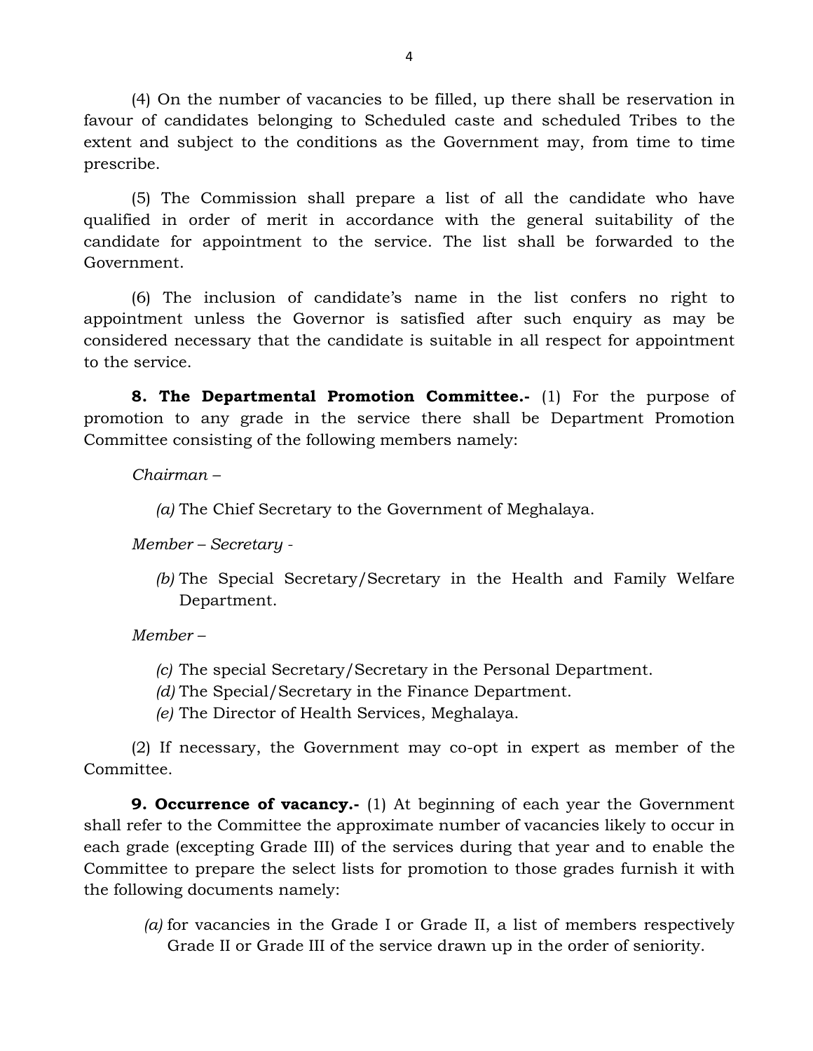(4) On the number of vacancies to be filled, up there shall be reservation in favour of candidates belonging to Scheduled caste and scheduled Tribes to the extent and subject to the conditions as the Government may, from time to time prescribe.

(5) The Commission shall prepare a list of all the candidate who have qualified in order of merit in accordance with the general suitability of the candidate for appointment to the service. The list shall be forwarded to the Government.

(6) The inclusion of candidate's name in the list confers no right to appointment unless the Governor is satisfied after such enquiry as may be considered necessary that the candidate is suitable in all respect for appointment to the service.

**8. The Departmental Promotion Committee.-** (1) For the purpose of promotion to any grade in the service there shall be Department Promotion Committee consisting of the following members namely:

*Chairman –*

*(a)* The Chief Secretary to the Government of Meghalaya.

*Member – Secretary -*

*(b)* The Special Secretary/Secretary in the Health and Family Welfare Department.

*Member –*

*(c)* The special Secretary/Secretary in the Personal Department.
*(d)* The Special/Secretary in the Finance Department.
*(e)* The Director of Health Services, Meghalaya.

(2) If necessary, the Government may co-opt in expert as member of the Committee.

**9. Occurrence of vacancy.-** (1) At beginning of each year the Government shall refer to the Committee the approximate number of vacancies likely to occur in each grade (excepting Grade III) of the services during that year and to enable the Committee to prepare the select lists for promotion to those grades furnish it with the following documents namely:

*(a)* for vacancies in the Grade I or Grade II, a list of members respectively Grade II or Grade III of the service drawn up in the order of seniority.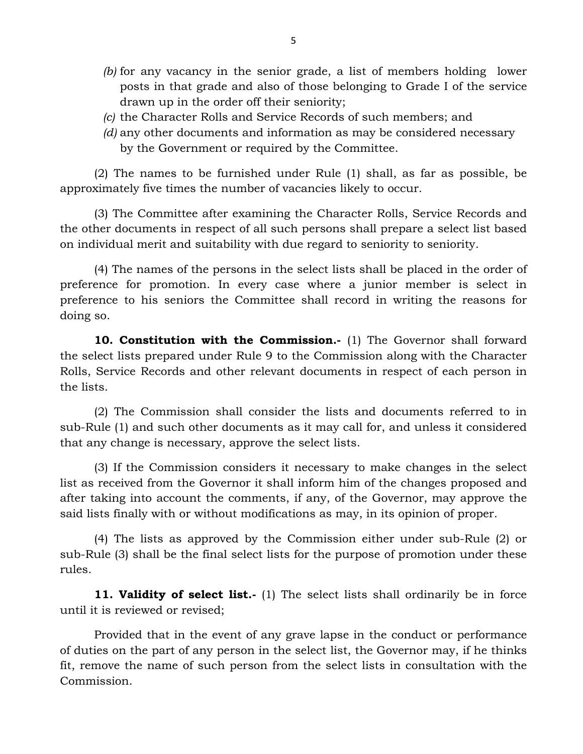(b) for any vacancy in the senior grade, a list of members holding lower posts in that grade and also of those belonging to Grade I of the service drawn up in the order off their seniority;

(c) the Character Rolls and Service Records of such members; and

(d) any other documents and information as may be considered necessary by the Government or required by the Committee.

(2) The names to be furnished under Rule (1) shall, as far as possible, be approximately five times the number of vacancies likely to occur.

(3) The Committee after examining the Character Rolls, Service Records and the other documents in respect of all such persons shall prepare a select list based on individual merit and suitability with due regard to seniority to seniority.

(4) The names of the persons in the select lists shall be placed in the order of preference for promotion. In every case where a junior member is select in preference to his seniors the Committee shall record in writing the reasons for doing so.

**10. Constitution with the Commission.-** (1) The Governor shall forward the select lists prepared under Rule 9 to the Commission along with the Character Rolls, Service Records and other relevant documents in respect of each person in the lists.

(2) The Commission shall consider the lists and documents referred to in sub-Rule (1) and such other documents as it may call for, and unless it considered that any change is necessary, approve the select lists.

(3) If the Commission considers it necessary to make changes in the select list as received from the Governor it shall inform him of the changes proposed and after taking into account the comments, if any, of the Governor, may approve the said lists finally with or without modifications as may, in its opinion of proper.

(4) The lists as approved by the Commission either under sub-Rule (2) or sub-Rule (3) shall be the final select lists for the purpose of promotion under these rules.

**11. Validity of select list.-** (1) The select lists shall ordinarily be in force until it is reviewed or revised;

Provided that in the event of any grave lapse in the conduct or performance of duties on the part of any person in the select list, the Governor may, if he thinks fit, remove the name of such person from the select lists in consultation with the Commission.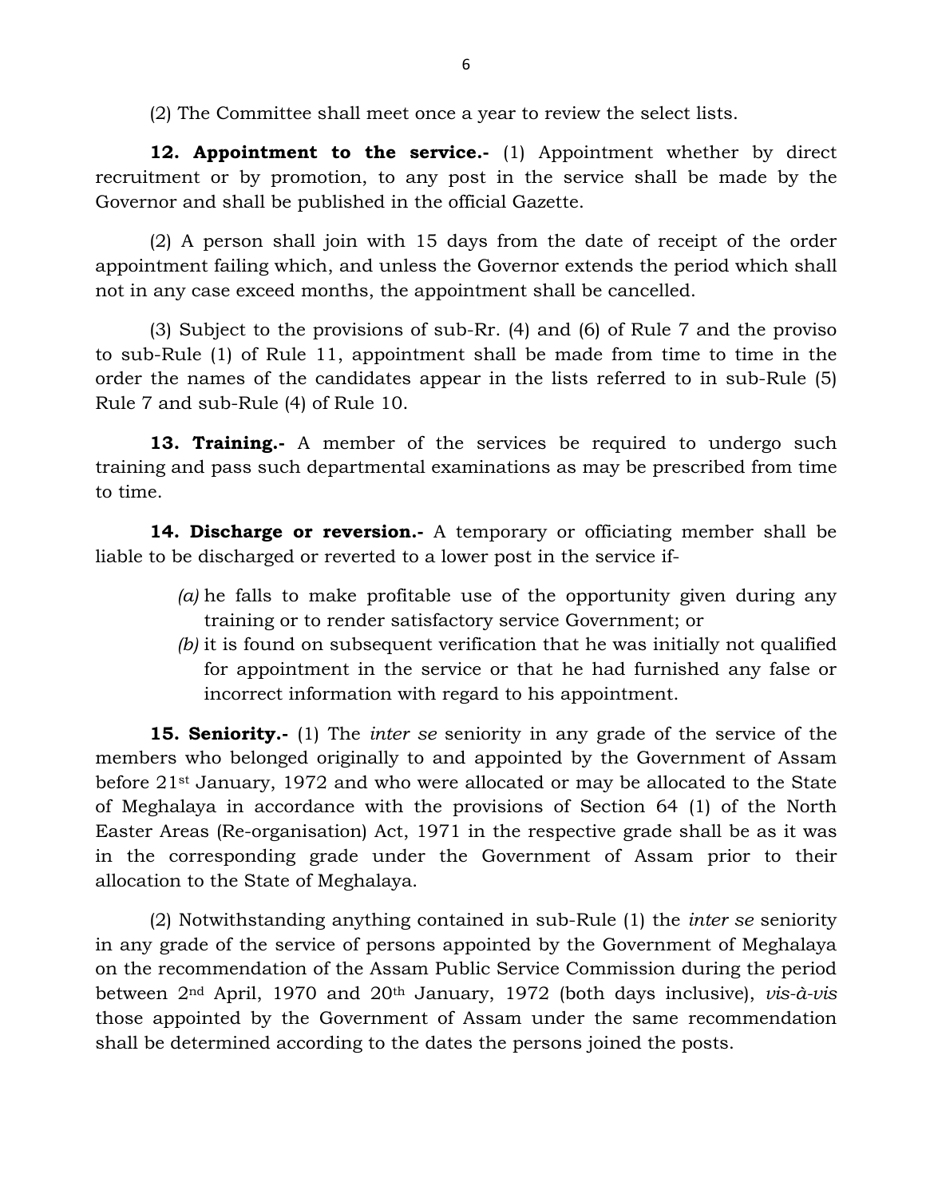(2) The Committee shall meet once a year to review the select lists.

**12. Appointment to the service.-** (1) Appointment whether by direct recruitment or by promotion, to any post in the service shall be made by the Governor and shall be published in the official Gazette.

(2) A person shall join with 15 days from the date of receipt of the order appointment failing which, and unless the Governor extends the period which shall not in any case exceed months, the appointment shall be cancelled.

(3) Subject to the provisions of sub-Rr. (4) and (6) of Rule 7 and the proviso to sub-Rule (1) of Rule 11, appointment shall be made from time to time in the order the names of the candidates appear in the lists referred to in sub-Rule (5) Rule 7 and sub-Rule (4) of Rule 10.

**13. Training.-** A member of the services be required to undergo such training and pass such departmental examinations as may be prescribed from time to time.

**14. Discharge or reversion.-** A temporary or officiating member shall be liable to be discharged or reverted to a lower post in the service if-

*(a)* he falls to make profitable use of the opportunity given during any training or to render satisfactory service Government; or

*(b)* it is found on subsequent verification that he was initially not qualified for appointment in the service or that he had furnished any false or incorrect information with regard to his appointment.

**15. Seniority.-** (1) The *inter se* seniority in any grade of the service of the members who belonged originally to and appointed by the Government of Assam before 21st January, 1972 and who were allocated or may be allocated to the State of Meghalaya in accordance with the provisions of Section 64 (1) of the North Easter Areas (Re-organisation) Act, 1971 in the respective grade shall be as it was in the corresponding grade under the Government of Assam prior to their allocation to the State of Meghalaya.

(2) Notwithstanding anything contained in sub-Rule (1) the *inter se* seniority in any grade of the service of persons appointed by the Government of Meghalaya on the recommendation of the Assam Public Service Commission during the period between 2nd April, 1970 and 20th January, 1972 (both days inclusive), *vis-à-vis* those appointed by the Government of Assam under the same recommendation shall be determined according to the dates the persons joined the posts.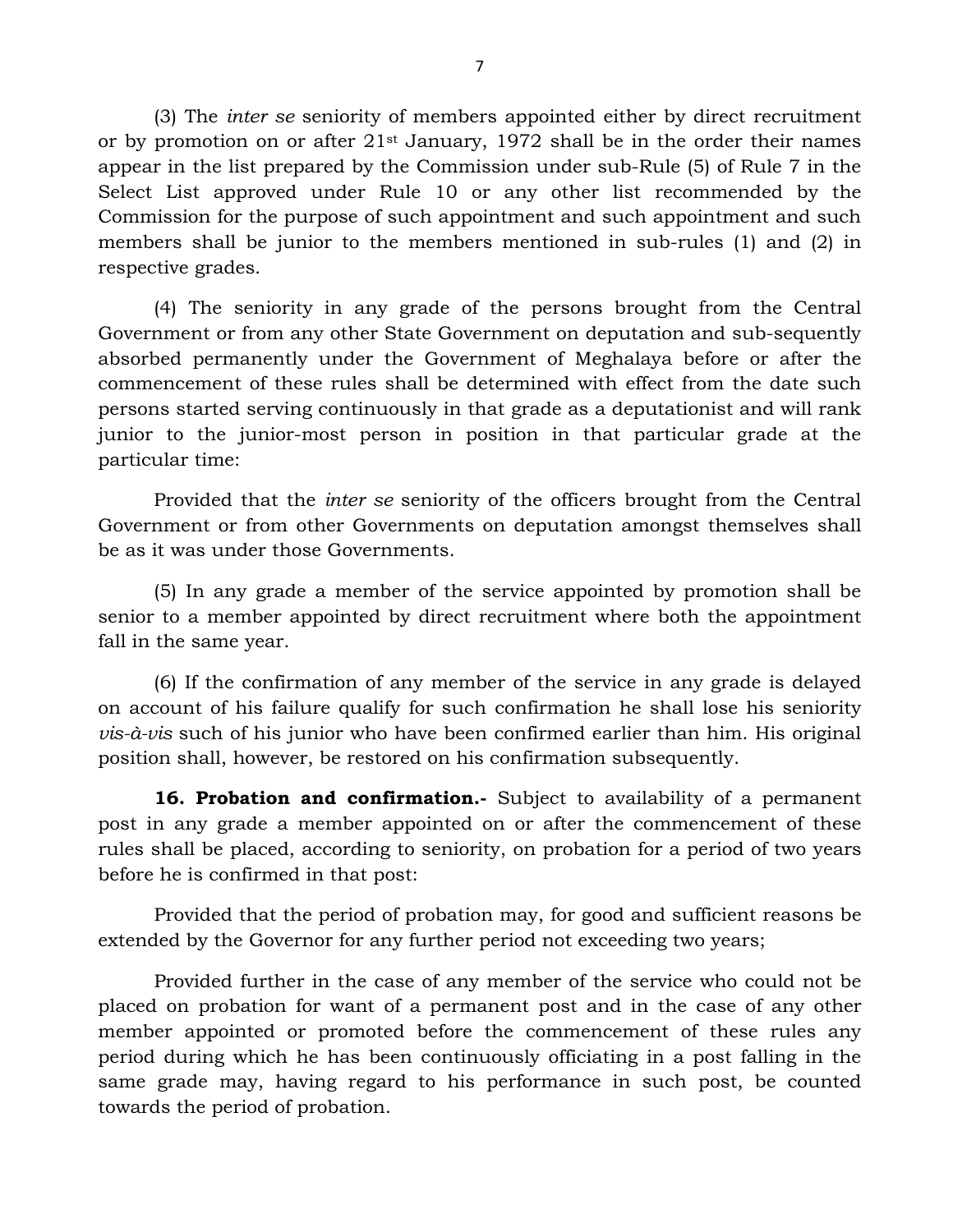(3) The *inter se* seniority of members appointed either by direct recruitment or by promotion on or after 21st January, 1972 shall be in the order their names appear in the list prepared by the Commission under sub-Rule (5) of Rule 7 in the Select List approved under Rule 10 or any other list recommended by the Commission for the purpose of such appointment and such appointment and such members shall be junior to the members mentioned in sub-rules (1) and (2) in respective grades.

(4) The seniority in any grade of the persons brought from the Central Government or from any other State Government on deputation and sub-sequently absorbed permanently under the Government of Meghalaya before or after the commencement of these rules shall be determined with effect from the date such persons started serving continuously in that grade as a deputationist and will rank junior to the junior-most person in position in that particular grade at the particular time:

Provided that the *inter se* seniority of the officers brought from the Central Government or from other Governments on deputation amongst themselves shall be as it was under those Governments.

(5) In any grade a member of the service appointed by promotion shall be senior to a member appointed by direct recruitment where both the appointment fall in the same year.

(6) If the confirmation of any member of the service in any grade is delayed on account of his failure qualify for such confirmation he shall lose his seniority *vis-à-vis* such of his junior who have been confirmed earlier than him. His original position shall, however, be restored on his confirmation subsequently.

**16. Probation and confirmation.-** Subject to availability of a permanent post in any grade a member appointed on or after the commencement of these rules shall be placed, according to seniority, on probation for a period of two years before he is confirmed in that post:

Provided that the period of probation may, for good and sufficient reasons be extended by the Governor for any further period not exceeding two years;

Provided further in the case of any member of the service who could not be placed on probation for want of a permanent post and in the case of any other member appointed or promoted before the commencement of these rules any period during which he has been continuously officiating in a post falling in the same grade may, having regard to his performance in such post, be counted towards the period of probation.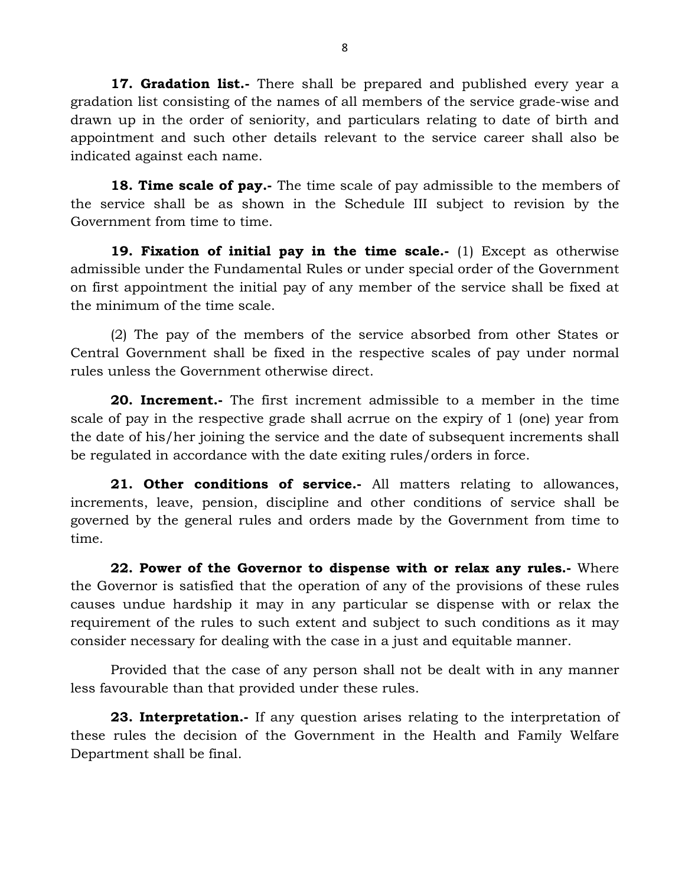**17. Gradation list.-** There shall be prepared and published every year a gradation list consisting of the names of all members of the service grade-wise and drawn up in the order of seniority, and particulars relating to date of birth and appointment and such other details relevant to the service career shall also be indicated against each name.

**18. Time scale of pay.-** The time scale of pay admissible to the members of the service shall be as shown in the Schedule III subject to revision by the Government from time to time.

**19. Fixation of initial pay in the time scale.-** (1) Except as otherwise admissible under the Fundamental Rules or under special order of the Government on first appointment the initial pay of any member of the service shall be fixed at the minimum of the time scale.

(2) The pay of the members of the service absorbed from other States or Central Government shall be fixed in the respective scales of pay under normal rules unless the Government otherwise direct.

**20. Increment.-** The first increment admissible to a member in the time scale of pay in the respective grade shall acrrue on the expiry of 1 (one) year from the date of his/her joining the service and the date of subsequent increments shall be regulated in accordance with the date exiting rules/orders in force.

**21. Other conditions of service.-** All matters relating to allowances, increments, leave, pension, discipline and other conditions of service shall be governed by the general rules and orders made by the Government from time to time.

**22. Power of the Governor to dispense with or relax any rules.-** Where the Governor is satisfied that the operation of any of the provisions of these rules causes undue hardship it may in any particular se dispense with or relax the requirement of the rules to such extent and subject to such conditions as it may consider necessary for dealing with the case in a just and equitable manner.

Provided that the case of any person shall not be dealt with in any manner less favourable than that provided under these rules.

**23. Interpretation.-** If any question arises relating to the interpretation of these rules the decision of the Government in the Health and Family Welfare Department shall be final.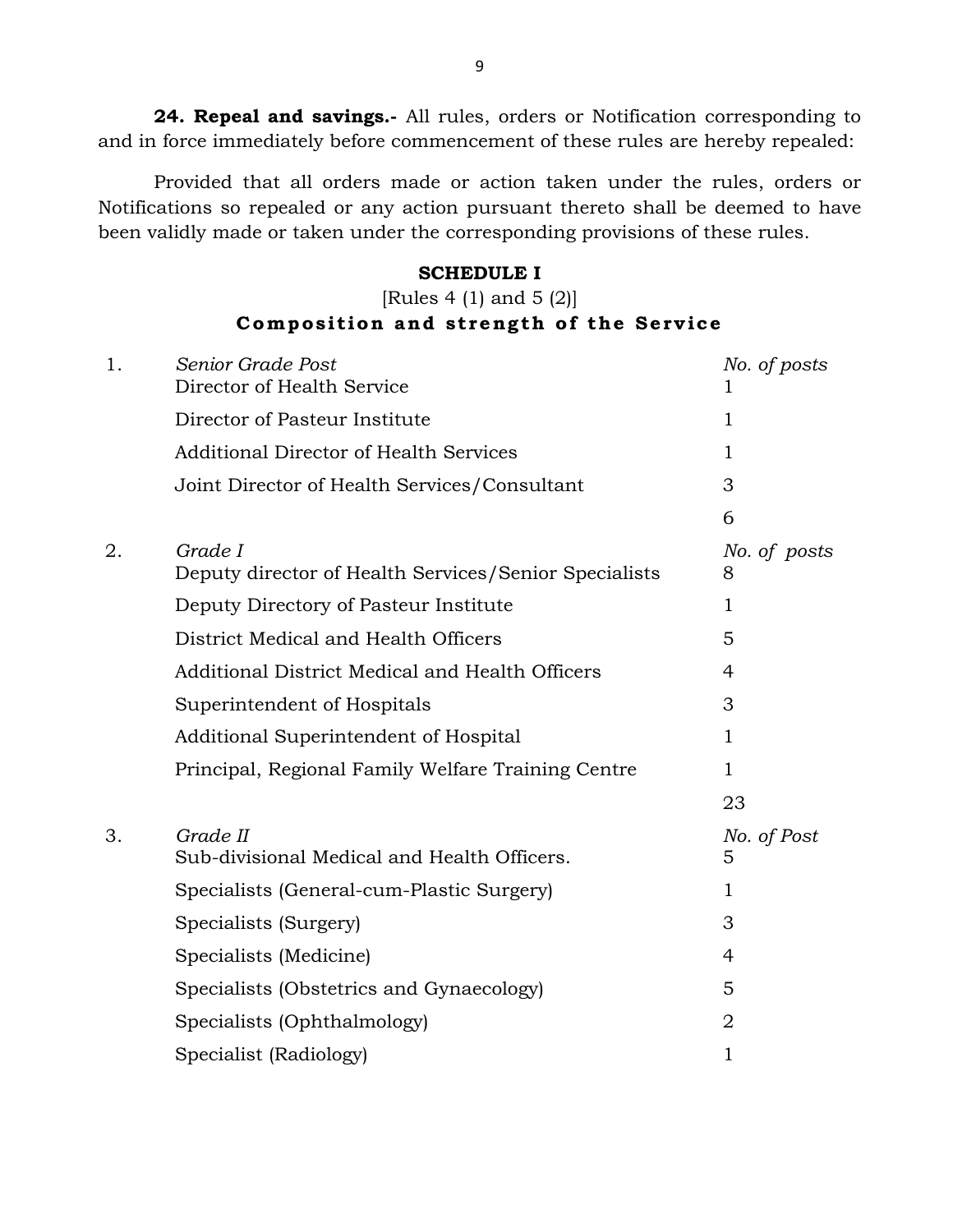**24. Repeal and savings.-** All rules, orders or Notification corresponding to and in force immediately before commencement of these rules are hereby repealed:

Provided that all orders made or action taken under the rules, orders or Notifications so repealed or any action pursuant thereto shall be deemed to have been validly made or taken under the corresponding provisions of these rules.

## SCHEDULE I

[Rules 4 (1) and 5 (2)]

**Composition and strength of the Service**

| | | |
|---|---|---|
| 1. | *Senior Grade Post* | *No. of posts* |
| | Director of Health Service | 1 |
| | Director of Pasteur Institute | 1 |
| | Additional Director of Health Services | 1 |
| | Joint Director of Health Services/Consultant | 3 |
| | | 6 |
| 2. | *Grade I* | *No. of posts* |
| | Deputy director of Health Services/Senior Specialists | 8 |
| | Deputy Directory of Pasteur Institute | 1 |
| | District Medical and Health Officers | 5 |
| | Additional District Medical and Health Officers | 4 |
| | Superintendent of Hospitals | 3 |
| | Additional Superintendent of Hospital | 1 |
| | Principal, Regional Family Welfare Training Centre | 1 |
| | | 23 |
| 3. | *Grade II* | *No. of Post* |
| | Sub-divisional Medical and Health Officers. | 5 |
| | Specialists (General-cum-Plastic Surgery) | 1 |
| | Specialists (Surgery) | 3 |
| | Specialists (Medicine) | 4 |
| | Specialists (Obstetrics and Gynaecology) | 5 |
| | Specialists (Ophthalmology) | 2 |
| | Specialist (Radiology) | 1 |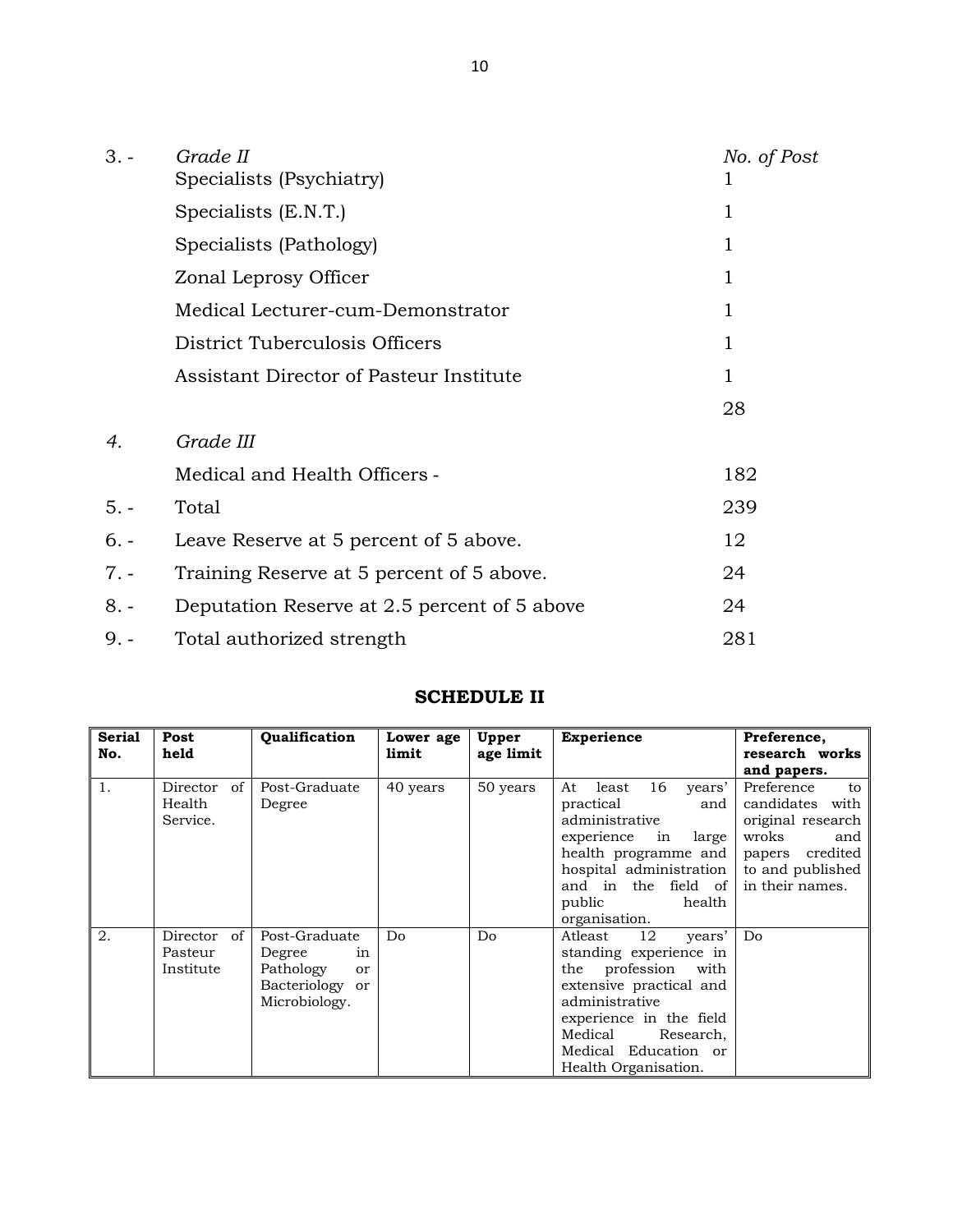| | | |
|---|---|---|
| 3. - | *Grade II* | *No. of Post* |
| | Specialists (Psychiatry) | 1 |
| | Specialists (E.N.T.) | 1 |
| | Specialists (Pathology) | 1 |
| | Zonal Leprosy Officer | 1 |
| | Medical Lecturer-cum-Demonstrator | 1 |
| | District Tuberculosis Officers | 1 |
| | Assistant Director of Pasteur Institute | 1 |
| | | 28 |
| *4.* | *Grade III* | |
| | Medical and Health Officers - | 182 |
| 5. - | Total | 239 |
| 6. - | Leave Reserve at 5 percent of 5 above. | 12 |
| 7. - | Training Reserve at 5 percent of 5 above. | 24 |
| 8. - | Deputation Reserve at 2.5 percent of 5 above | 24 |
| 9. - | Total authorized strength | 281 |

## SCHEDULE II

| Serial No. | Post held | Qualification | Lower age limit | Upper age limit | Experience | Preference, research works and papers. |
|---|---|---|---|---|---|---|
| 1. | Director of Health Service. | Post-Graduate Degree | 40 years | 50 years | At least 16 years' practical and administrative experience in large health programme and hospital administration and in the field of public health organisation. | Preference to candidates with original research wroks and papers credited to and published in their names. |
| 2. | Director of Pasteur Institute | Post-Graduate Degree in Pathology or Bacteriology or Microbiology. | Do | Do | Atleast 12 years' standing experience in the profession with extensive practical and administrative experience in the field Medical Research, Medical Education or Health Organisation. | Do |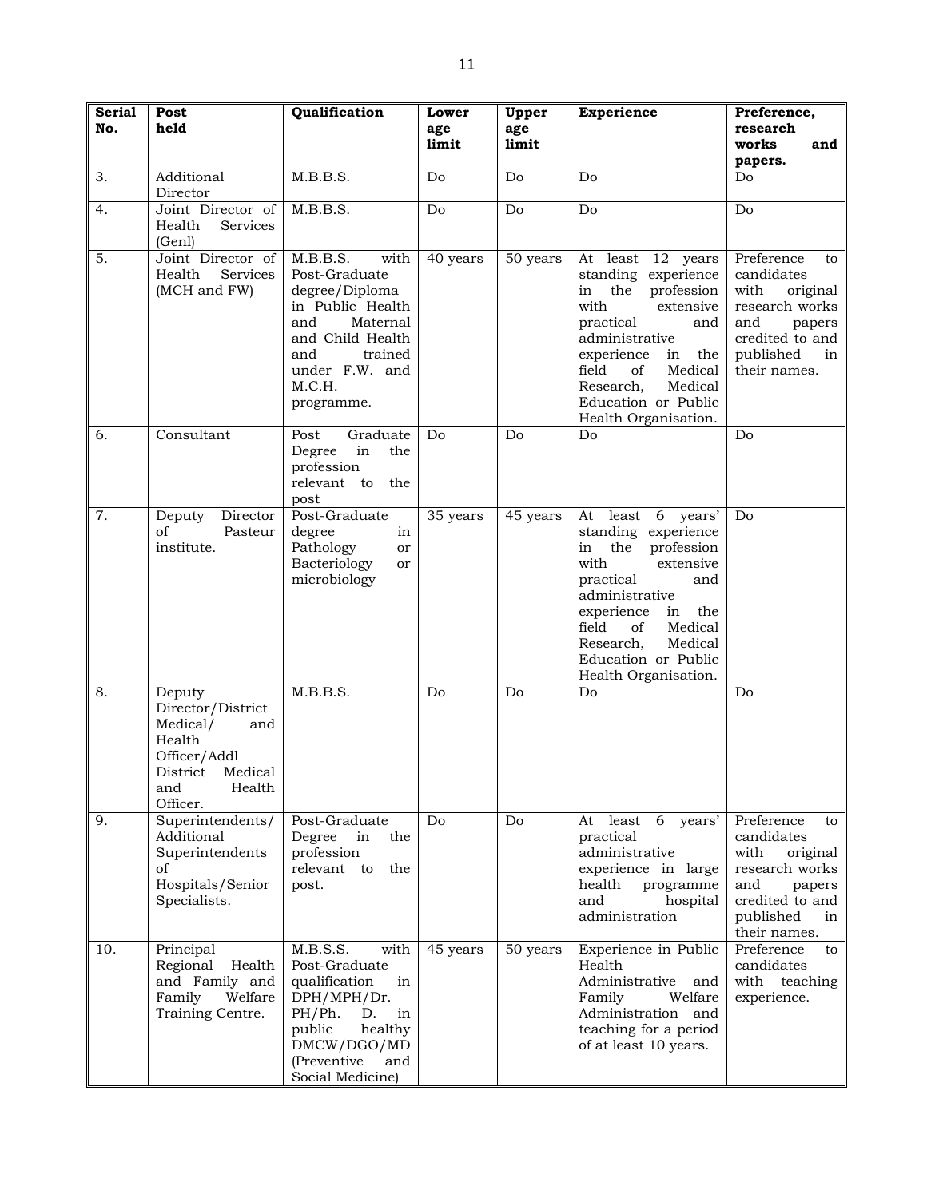| Serial No. | Post held | Qualification | Lower age limit | Upper age limit | Experience | Preference, research works and papers. |
|---|---|---|---|---|---|---|
| 3. | Additional Director | M.B.B.S. | Do | Do | Do | Do |
| 4. | Joint Director of Health Services (Genl) | M.B.B.S. | Do | Do | Do | Do |
| 5. | Joint Director of Health Services (MCH and FW) | M.B.B.S. with Post-Graduate degree/Diploma in Public Health and Maternal and Child Health and trained under F.W. and M.C.H. programme. | 40 years | 50 years | At least 12 years standing experience in the profession with extensive practical and administrative experience in the field of Medical Research, Medical Education or Public Health Organisation. | Preference to candidates with original research works and papers credited to and published in their names. |
| 6. | Consultant | Post Graduate Degree in the profession relevant to the post | Do | Do | Do | Do |
| 7. | Deputy Director of Pasteur institute. | Post-Graduate degree in Pathology or Bacteriology or microbiology | 35 years | 45 years | At least 6 years' standing experience in the profession with extensive practical and administrative experience in the field of Medical Research, Medical Education or Public Health Organisation. | Do |
| 8. | Deputy Director/District Medical/ and Health Officer/Addl District Medical and Health Officer. | M.B.B.S. | Do | Do | Do | Do |
| 9. | Superintendents/ Additional Superintendents of Hospitals/Senior Specialists. | Post-Graduate Degree in the profession relevant to the post. | Do | Do | At least 6 years' practical administrative experience in large health programme and hospital administration | Preference to candidates with original research works and papers credited to and published in their names. |
| 10. | Principal Regional Health and Family and Family Welfare Training Centre. | M.B.S.S. with Post-Graduate qualification in DPH/MPH/Dr. PH/Ph. D. in public healthy DMCW/DGO/MD (Preventive and Social Medicine) | 45 years | 50 years | Experience in Public Health Administrative and Family Welfare Administration and teaching for a period of at least 10 years. | Preference to candidates with teaching experience. |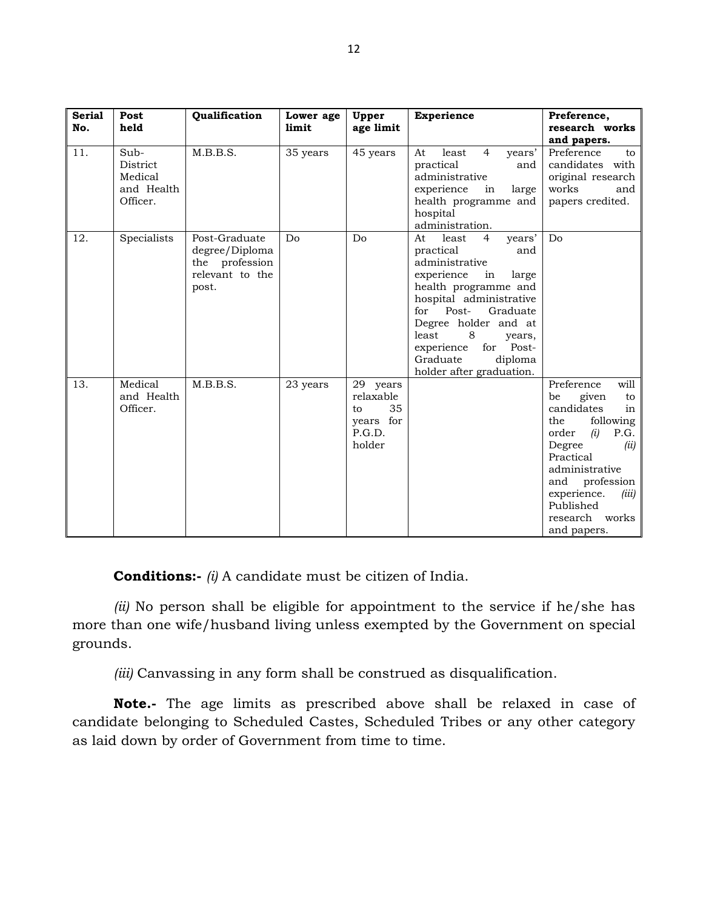| Serial No. | Post held | Qualification | Lower age limit | Upper age limit | Experience | Preference, research works and papers. |
|---|---|---|---|---|---|---|
| 11. | Sub-District Medical and Health Officer. | M.B.B.S. | 35 years | 45 years | At least 4 years' practical and administrative experience in large health programme and hospital administration. | Preference to candidates with original research works and papers credited. |
| 12. | Specialists | Post-Graduate degree/Diploma the profession relevant to the post. | Do | Do | At least 4 years' practical and administrative experience in large health programme and hospital administrative for Post- Graduate Degree holder and at least 8 years, experience for Post-Graduate diploma holder after graduation. | Do |
| 13. | Medical and Health Officer. | M.B.B.S. | 23 years | 29 years relaxable to 35 years for P.G.D. holder | | Preference will be given to candidates in the following order *(i)* P.G. Degree *(ii)* Practical administrative and profession experience. *(iii)* Published research works and papers. |

**Conditions:-** *(i)* A candidate must be citizen of India.

*(ii)* No person shall be eligible for appointment to the service if he/she has more than one wife/husband living unless exempted by the Government on special grounds.

*(iii)* Canvassing in any form shall be construed as disqualification.

**Note.-** The age limits as prescribed above shall be relaxed in case of candidate belonging to Scheduled Castes, Scheduled Tribes or any other category as laid down by order of Government from time to time.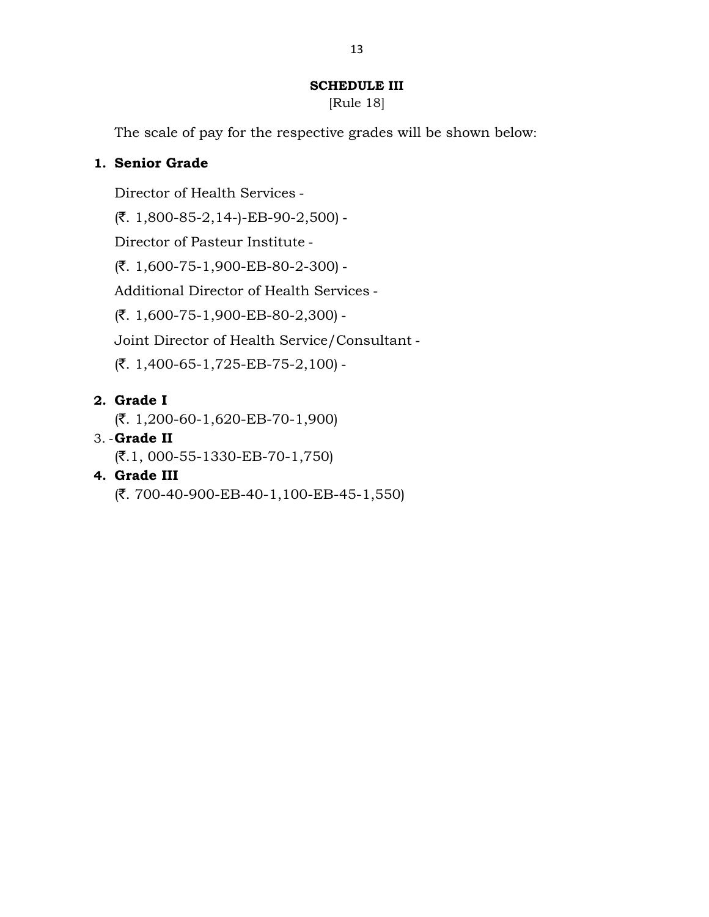**SCHEDULE III**

[Rule 18]

The scale of pay for the respective grades will be shown below:

1. **Senior Grade**

   Director of Health Services -

   (₹. 1,800-85-2,14-)-EB-90-2,500) -

   Director of Pasteur Institute -

   (₹. 1,600-75-1,900-EB-80-2-300) -

   Additional Director of Health Services -

   (₹. 1,600-75-1,900-EB-80-2,300) -

   Joint Director of Health Service/Consultant -

   (₹. 1,400-65-1,725-EB-75-2,100) -

2. **Grade I**

   (₹. 1,200-60-1,620-EB-70-1,900)

3. -**Grade II**

   (₹.1, 000-55-1330-EB-70-1,750)

4. **Grade III**

   (₹. 700-40-900-EB-40-1,100-EB-45-1,550)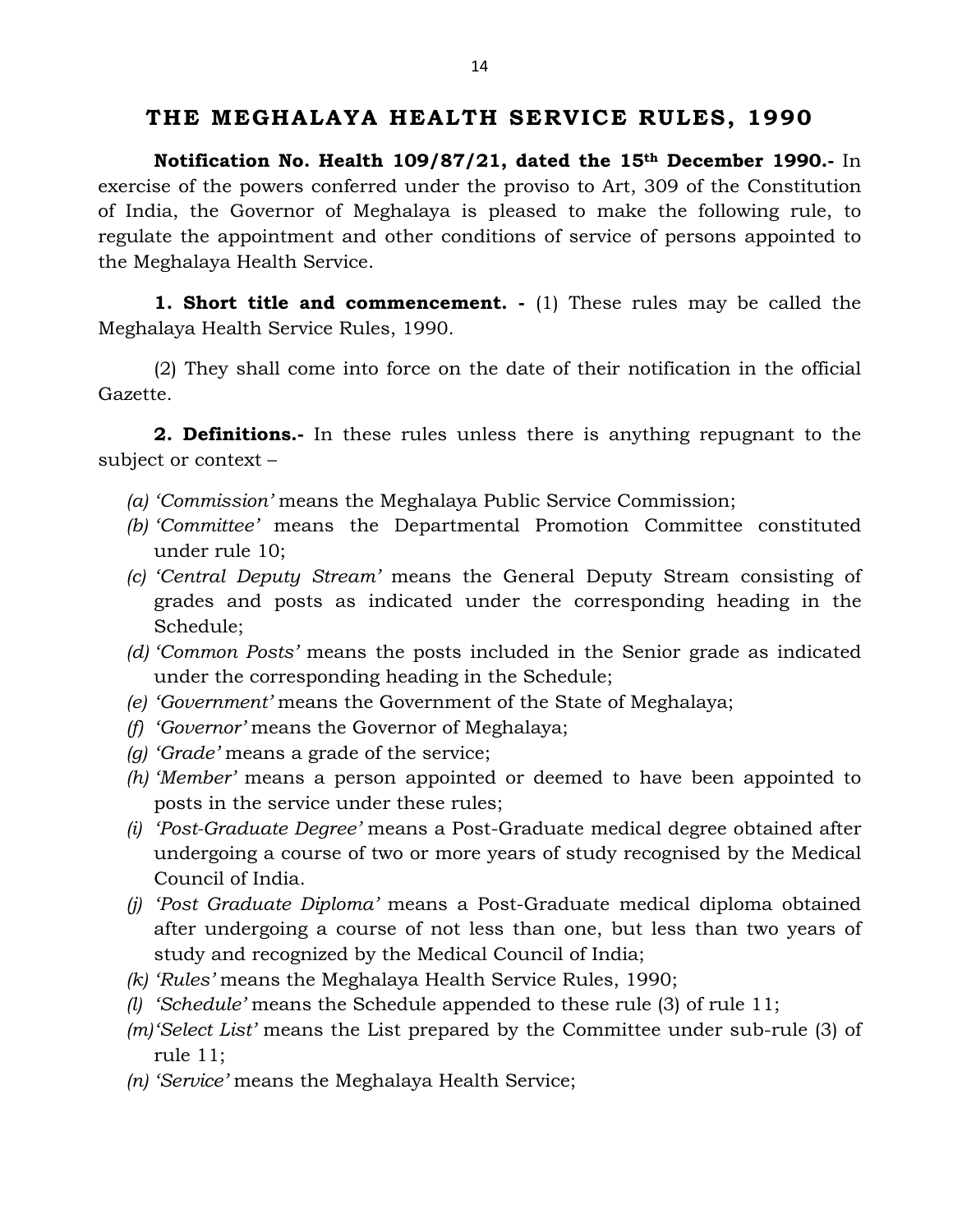# THE MEGHALAYA HEALTH SERVICE RULES, 1990

**Notification No. Health 109/87/21, dated the 15th December 1990.-** In exercise of the powers conferred under the proviso to Art, 309 of the Constitution of India, the Governor of Meghalaya is pleased to make the following rule, to regulate the appointment and other conditions of service of persons appointed to the Meghalaya Health Service.

**1. Short title and commencement. -** (1) These rules may be called the Meghalaya Health Service Rules, 1990.

(2) They shall come into force on the date of their notification in the official Gazette.

**2. Definitions.-** In these rules unless there is anything repugnant to the subject or context –

*(a)* *'Commission'* means the Meghalaya Public Service Commission;
*(b)* *'Committee'* means the Departmental Promotion Committee constituted under rule 10;
*(c)* *'Central Deputy Stream'* means the General Deputy Stream consisting of grades and posts as indicated under the corresponding heading in the Schedule;
*(d)* *'Common Posts'* means the posts included in the Senior grade as indicated under the corresponding heading in the Schedule;
*(e)* *'Government'* means the Government of the State of Meghalaya;
*(f)* *'Governor'* means the Governor of Meghalaya;
*(g)* *'Grade'* means a grade of the service;
*(h)* *'Member'* means a person appointed or deemed to have been appointed to posts in the service under these rules;
*(i)* *'Post-Graduate Degree'* means a Post-Graduate medical degree obtained after undergoing a course of two or more years of study recognised by the Medical Council of India.
*(j)* *'Post Graduate Diploma'* means a Post-Graduate medical diploma obtained after undergoing a course of not less than one, but less than two years of study and recognized by the Medical Council of India;
*(k)* *'Rules'* means the Meghalaya Health Service Rules, 1990;
*(l)* *'Schedule'* means the Schedule appended to these rule (3) of rule 11;
*(m)* *'Select List'* means the List prepared by the Committee under sub-rule (3) of rule 11;
*(n)* *'Service'* means the Meghalaya Health Service;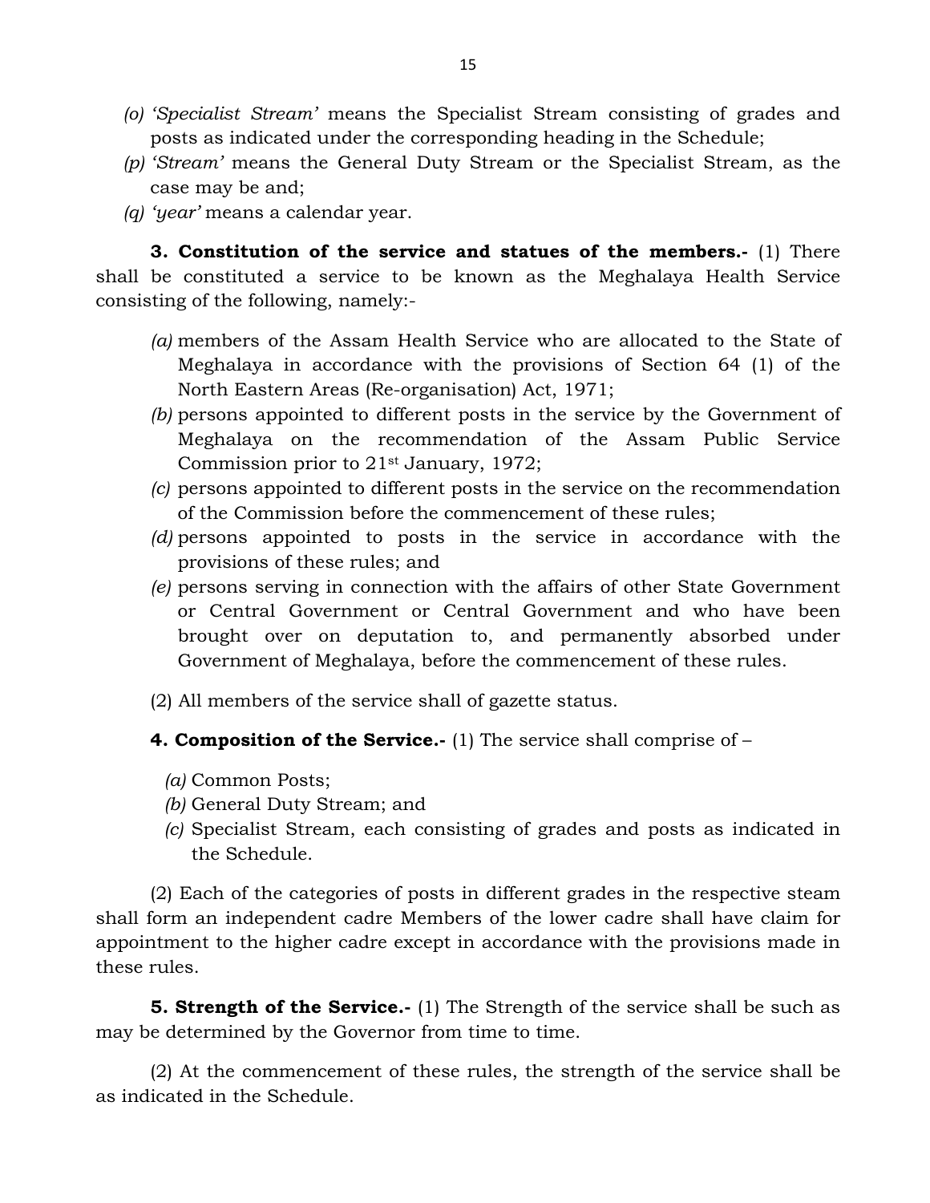(o) *'Specialist Stream'* means the Specialist Stream consisting of grades and posts as indicated under the corresponding heading in the Schedule;

(p) *'Stream'* means the General Duty Stream or the Specialist Stream, as the case may be and;

(q) *'year'* means a calendar year.

**3. Constitution of the service and statues of the members.-** (1) There shall be constituted a service to be known as the Meghalaya Health Service consisting of the following, namely:-

*(a)* members of the Assam Health Service who are allocated to the State of Meghalaya in accordance with the provisions of Section 64 (1) of the North Eastern Areas (Re-organisation) Act, 1971;

*(b)* persons appointed to different posts in the service by the Government of Meghalaya on the recommendation of the Assam Public Service Commission prior to 21st January, 1972;

*(c)* persons appointed to different posts in the service on the recommendation of the Commission before the commencement of these rules;

*(d)* persons appointed to posts in the service in accordance with the provisions of these rules; and

*(e)* persons serving in connection with the affairs of other State Government or Central Government or Central Government and who have been brought over on deputation to, and permanently absorbed under Government of Meghalaya, before the commencement of these rules.

(2) All members of the service shall of gazette status.

**4. Composition of the Service.-** (1) The service shall comprise of –

*(a)* Common Posts;

*(b)* General Duty Stream; and

*(c)* Specialist Stream, each consisting of grades and posts as indicated in the Schedule.

(2) Each of the categories of posts in different grades in the respective steam shall form an independent cadre Members of the lower cadre shall have claim for appointment to the higher cadre except in accordance with the provisions made in these rules.

**5. Strength of the Service.-** (1) The Strength of the service shall be such as may be determined by the Governor from time to time.

(2) At the commencement of these rules, the strength of the service shall be as indicated in the Schedule.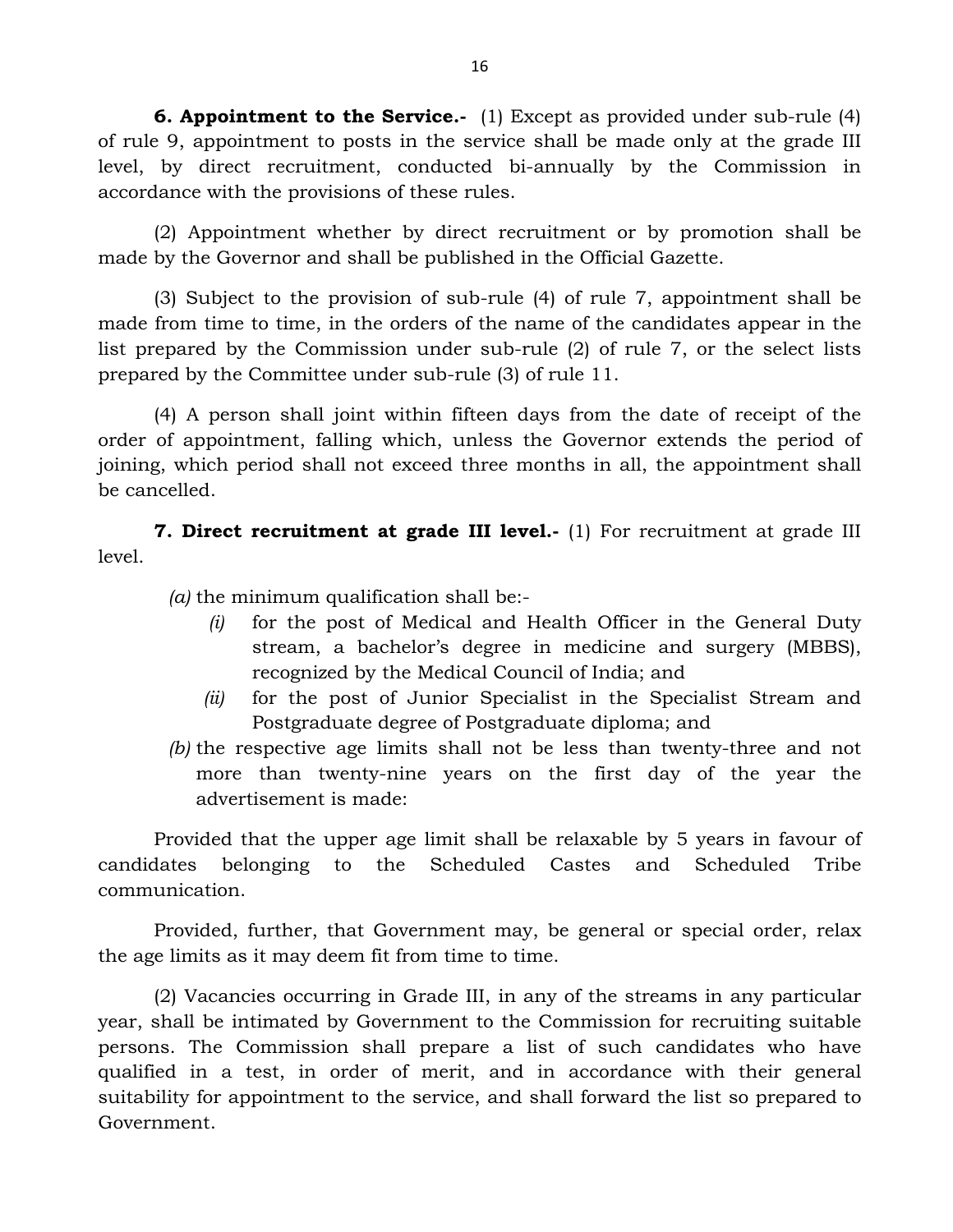**6. Appointment to the Service.-** (1) Except as provided under sub-rule (4) of rule 9, appointment to posts in the service shall be made only at the grade III level, by direct recruitment, conducted bi-annually by the Commission in accordance with the provisions of these rules.

(2) Appointment whether by direct recruitment or by promotion shall be made by the Governor and shall be published in the Official Gazette.

(3) Subject to the provision of sub-rule (4) of rule 7, appointment shall be made from time to time, in the orders of the name of the candidates appear in the list prepared by the Commission under sub-rule (2) of rule 7, or the select lists prepared by the Committee under sub-rule (3) of rule 11.

(4) A person shall joint within fifteen days from the date of receipt of the order of appointment, falling which, unless the Governor extends the period of joining, which period shall not exceed three months in all, the appointment shall be cancelled.

**7. Direct recruitment at grade III level.-** (1) For recruitment at grade III level.

*(a)* the minimum qualification shall be:-

*(i)* for the post of Medical and Health Officer in the General Duty stream, a bachelor's degree in medicine and surgery (MBBS), recognized by the Medical Council of India; and

*(ii)* for the post of Junior Specialist in the Specialist Stream and Postgraduate degree of Postgraduate diploma; and

*(b)* the respective age limits shall not be less than twenty-three and not more than twenty-nine years on the first day of the year the advertisement is made:

Provided that the upper age limit shall be relaxable by 5 years in favour of candidates belonging to the Scheduled Castes and Scheduled Tribe communication.

Provided, further, that Government may, be general or special order, relax the age limits as it may deem fit from time to time.

(2) Vacancies occurring in Grade III, in any of the streams in any particular year, shall be intimated by Government to the Commission for recruiting suitable persons. The Commission shall prepare a list of such candidates who have qualified in a test, in order of merit, and in accordance with their general suitability for appointment to the service, and shall forward the list so prepared to Government.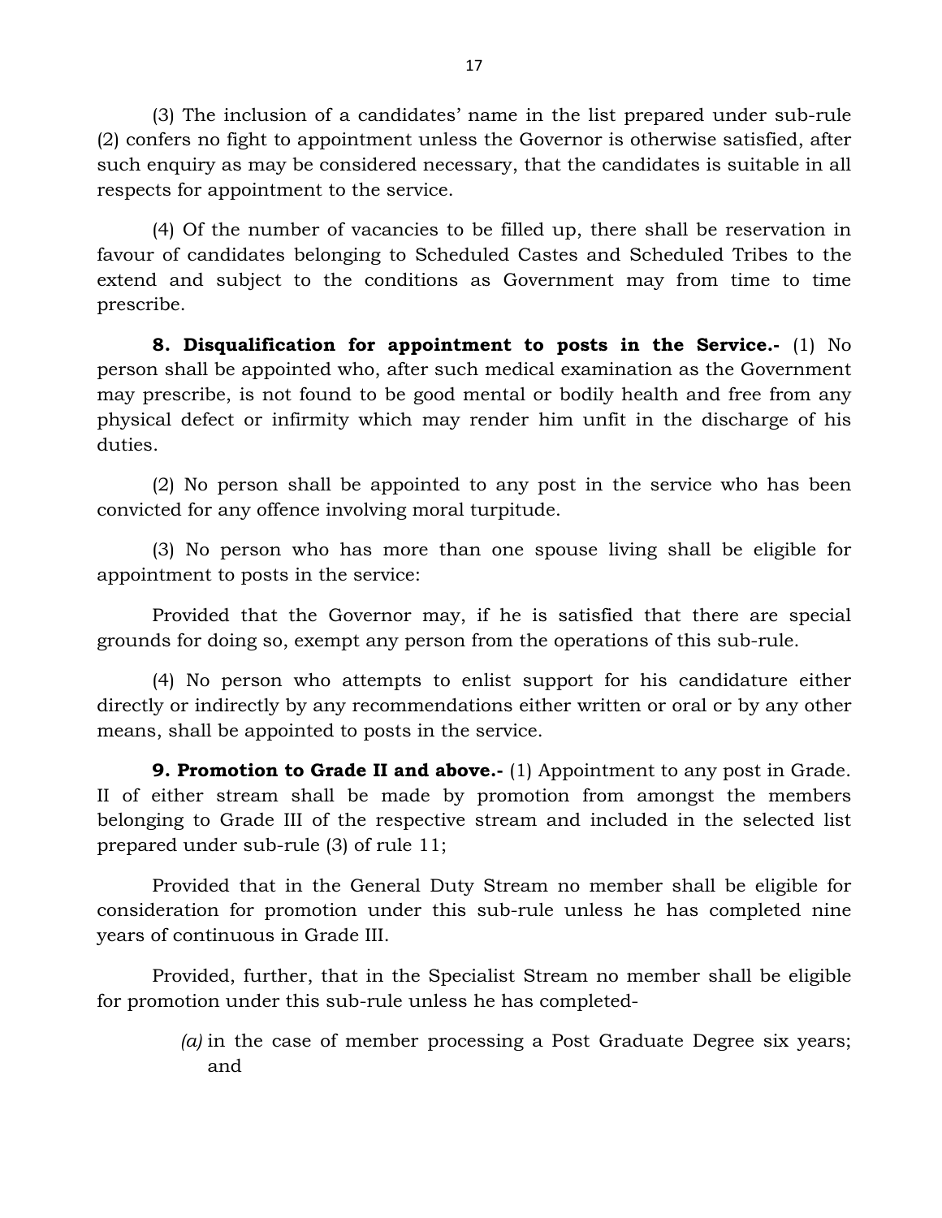(3) The inclusion of a candidates' name in the list prepared under sub-rule (2) confers no fight to appointment unless the Governor is otherwise satisfied, after such enquiry as may be considered necessary, that the candidates is suitable in all respects for appointment to the service.

(4) Of the number of vacancies to be filled up, there shall be reservation in favour of candidates belonging to Scheduled Castes and Scheduled Tribes to the extend and subject to the conditions as Government may from time to time prescribe.

**8. Disqualification for appointment to posts in the Service.-** (1) No person shall be appointed who, after such medical examination as the Government may prescribe, is not found to be good mental or bodily health and free from any physical defect or infirmity which may render him unfit in the discharge of his duties.

(2) No person shall be appointed to any post in the service who has been convicted for any offence involving moral turpitude.

(3) No person who has more than one spouse living shall be eligible for appointment to posts in the service:

Provided that the Governor may, if he is satisfied that there are special grounds for doing so, exempt any person from the operations of this sub-rule.

(4) No person who attempts to enlist support for his candidature either directly or indirectly by any recommendations either written or oral or by any other means, shall be appointed to posts in the service.

**9. Promotion to Grade II and above.-** (1) Appointment to any post in Grade. II of either stream shall be made by promotion from amongst the members belonging to Grade III of the respective stream and included in the selected list prepared under sub-rule (3) of rule 11;

Provided that in the General Duty Stream no member shall be eligible for consideration for promotion under this sub-rule unless he has completed nine years of continuous in Grade III.

Provided, further, that in the Specialist Stream no member shall be eligible for promotion under this sub-rule unless he has completed-

*(a)* in the case of member processing a Post Graduate Degree six years; and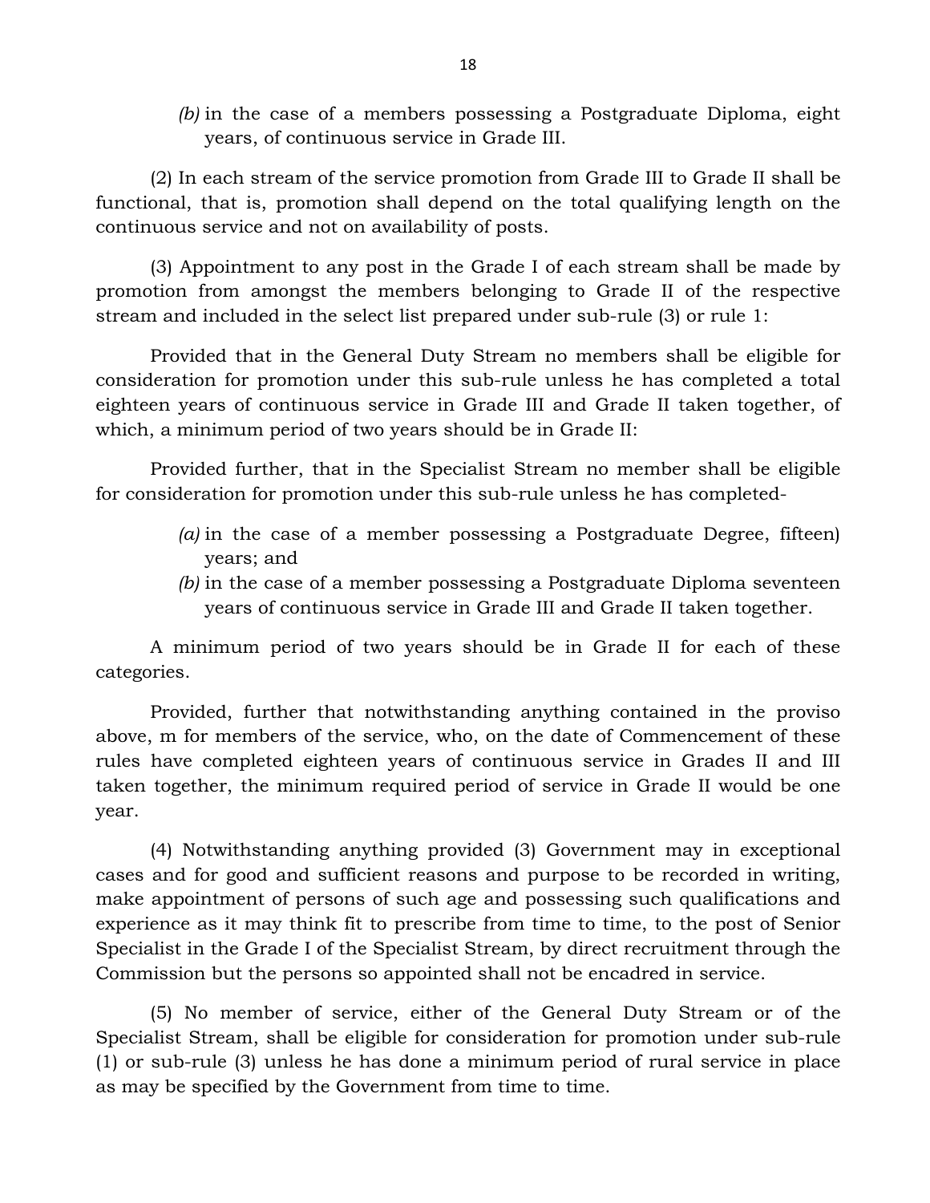*(b)* in the case of a members possessing a Postgraduate Diploma, eight years, of continuous service in Grade III.

(2) In each stream of the service promotion from Grade III to Grade II shall be functional, that is, promotion shall depend on the total qualifying length on the continuous service and not on availability of posts.

(3) Appointment to any post in the Grade I of each stream shall be made by promotion from amongst the members belonging to Grade II of the respective stream and included in the select list prepared under sub-rule (3) or rule 1:

Provided that in the General Duty Stream no members shall be eligible for consideration for promotion under this sub-rule unless he has completed a total eighteen years of continuous service in Grade III and Grade II taken together, of which, a minimum period of two years should be in Grade II:

Provided further, that in the Specialist Stream no member shall be eligible for consideration for promotion under this sub-rule unless he has completed-

*(a)* in the case of a member possessing a Postgraduate Degree, fifteen) years; and

*(b)* in the case of a member possessing a Postgraduate Diploma seventeen years of continuous service in Grade III and Grade II taken together.

A minimum period of two years should be in Grade II for each of these categories.

Provided, further that notwithstanding anything contained in the proviso above, m for members of the service, who, on the date of Commencement of these rules have completed eighteen years of continuous service in Grades II and III taken together, the minimum required period of service in Grade II would be one year.

(4) Notwithstanding anything provided (3) Government may in exceptional cases and for good and sufficient reasons and purpose to be recorded in writing, make appointment of persons of such age and possessing such qualifications and experience as it may think fit to prescribe from time to time, to the post of Senior Specialist in the Grade I of the Specialist Stream, by direct recruitment through the Commission but the persons so appointed shall not be encadred in service.

(5) No member of service, either of the General Duty Stream or of the Specialist Stream, shall be eligible for consideration for promotion under sub-rule (1) or sub-rule (3) unless he has done a minimum period of rural service in place as may be specified by the Government from time to time.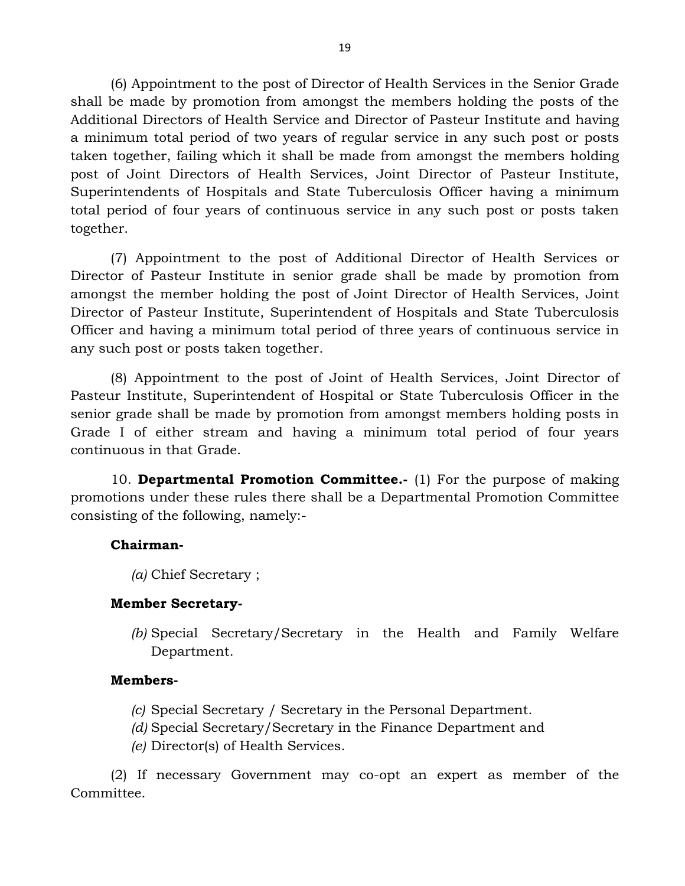(6) Appointment to the post of Director of Health Services in the Senior Grade shall be made by promotion from amongst the members holding the posts of the Additional Directors of Health Service and Director of Pasteur Institute and having a minimum total period of two years of regular service in any such post or posts taken together, failing which it shall be made from amongst the members holding post of Joint Directors of Health Services, Joint Director of Pasteur Institute, Superintendents of Hospitals and State Tuberculosis Officer having a minimum total period of four years of continuous service in any such post or posts taken together.

(7) Appointment to the post of Additional Director of Health Services or Director of Pasteur Institute in senior grade shall be made by promotion from amongst the member holding the post of Joint Director of Health Services, Joint Director of Pasteur Institute, Superintendent of Hospitals and State Tuberculosis Officer and having a minimum total period of three years of continuous service in any such post or posts taken together.

(8) Appointment to the post of Joint of Health Services, Joint Director of Pasteur Institute, Superintendent of Hospital or State Tuberculosis Officer in the senior grade shall be made by promotion from amongst members holding posts in Grade I of either stream and having a minimum total period of four years continuous in that Grade.

10. **Departmental Promotion Committee.-** (1) For the purpose of making promotions under these rules there shall be a Departmental Promotion Committee consisting of the following, namely:-

**Chairman-**

*(a)* Chief Secretary ;

**Member Secretary-**

*(b)* Special Secretary/Secretary in the Health and Family Welfare Department.

**Members-**

*(c)* Special Secretary / Secretary in the Personal Department.
*(d)* Special Secretary/Secretary in the Finance Department and
*(e)* Director(s) of Health Services.

(2) If necessary Government may co-opt an expert as member of the Committee.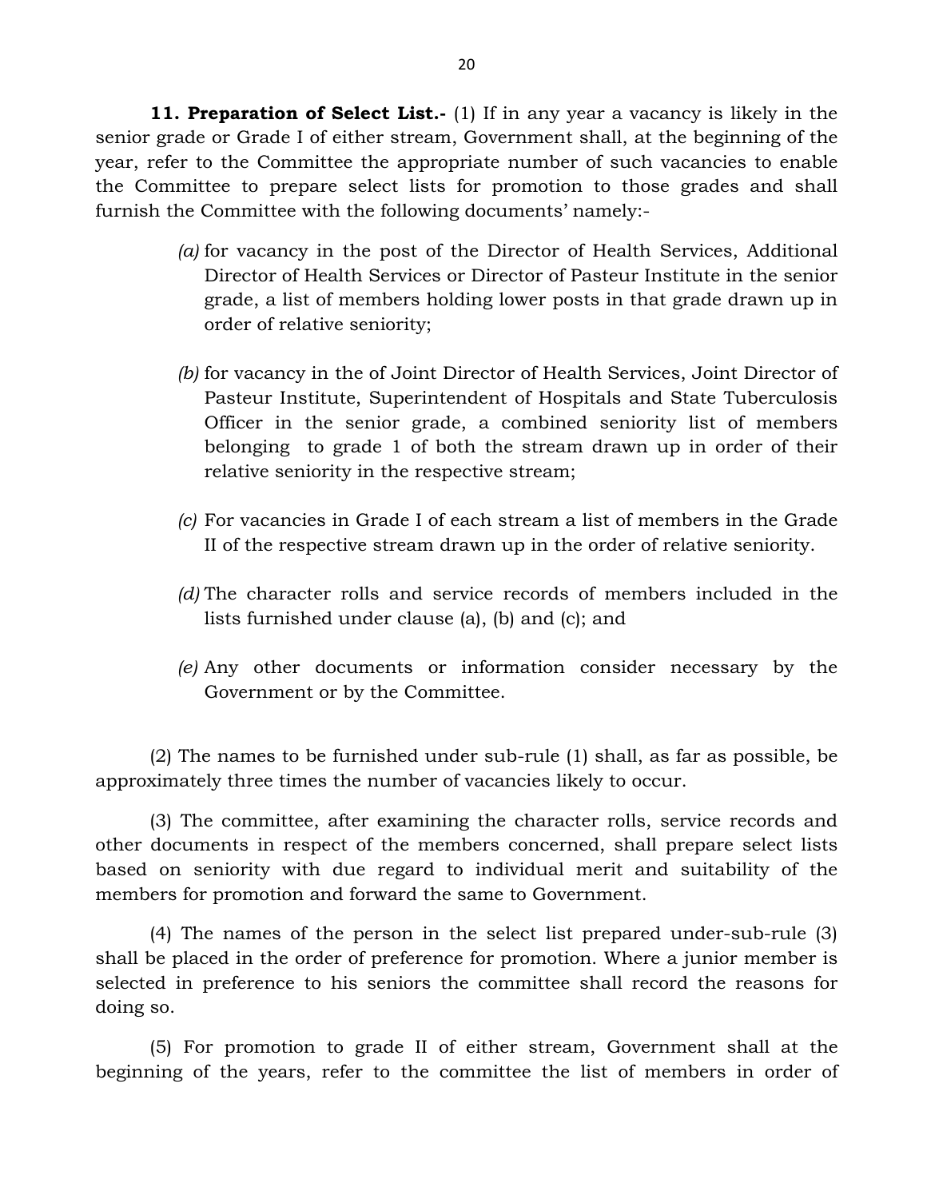**11. Preparation of Select List.-** (1) If in any year a vacancy is likely in the senior grade or Grade I of either stream, Government shall, at the beginning of the year, refer to the Committee the appropriate number of such vacancies to enable the Committee to prepare select lists for promotion to those grades and shall furnish the Committee with the following documents' namely:-

> *(a)* for vacancy in the post of the Director of Health Services, Additional Director of Health Services or Director of Pasteur Institute in the senior grade, a list of members holding lower posts in that grade drawn up in order of relative seniority;
>
> *(b)* for vacancy in the of Joint Director of Health Services, Joint Director of Pasteur Institute, Superintendent of Hospitals and State Tuberculosis Officer in the senior grade, a combined seniority list of members belonging to grade 1 of both the stream drawn up in order of their relative seniority in the respective stream;
>
> *(c)* For vacancies in Grade I of each stream a list of members in the Grade II of the respective stream drawn up in the order of relative seniority.
>
> *(d)* The character rolls and service records of members included in the lists furnished under clause (a), (b) and (c); and
>
> *(e)* Any other documents or information consider necessary by the Government or by the Committee.

(2) The names to be furnished under sub-rule (1) shall, as far as possible, be approximately three times the number of vacancies likely to occur.

(3) The committee, after examining the character rolls, service records and other documents in respect of the members concerned, shall prepare select lists based on seniority with due regard to individual merit and suitability of the members for promotion and forward the same to Government.

(4) The names of the person in the select list prepared under-sub-rule (3) shall be placed in the order of preference for promotion. Where a junior member is selected in preference to his seniors the committee shall record the reasons for doing so.

(5) For promotion to grade II of either stream, Government shall at the beginning of the years, refer to the committee the list of members in order of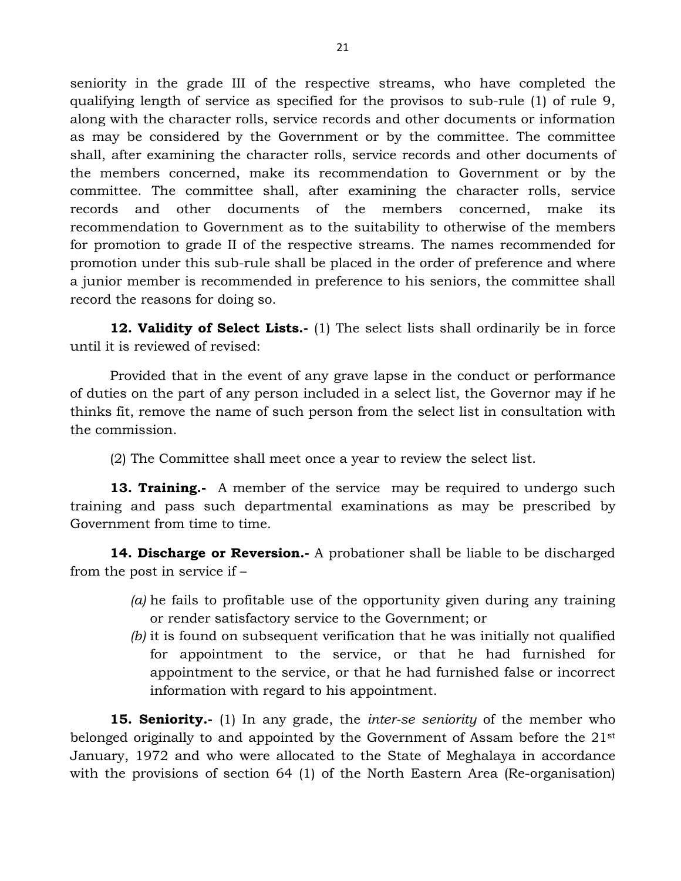seniority in the grade III of the respective streams, who have completed the qualifying length of service as specified for the provisos to sub-rule (1) of rule 9, along with the character rolls, service records and other documents or information as may be considered by the Government or by the committee. The committee shall, after examining the character rolls, service records and other documents of the members concerned, make its recommendation to Government or by the committee. The committee shall, after examining the character rolls, service records and other documents of the members concerned, make its recommendation to Government as to the suitability to otherwise of the members for promotion to grade II of the respective streams. The names recommended for promotion under this sub-rule shall be placed in the order of preference and where a junior member is recommended in preference to his seniors, the committee shall record the reasons for doing so.

**12. Validity of Select Lists.-** (1) The select lists shall ordinarily be in force until it is reviewed of revised:

Provided that in the event of any grave lapse in the conduct or performance of duties on the part of any person included in a select list, the Governor may if he thinks fit, remove the name of such person from the select list in consultation with the commission.

(2) The Committee shall meet once a year to review the select list.

**13. Training.-** A member of the service may be required to undergo such training and pass such departmental examinations as may be prescribed by Government from time to time.

**14. Discharge or Reversion.-** A probationer shall be liable to be discharged from the post in service if –

*(a)* he fails to profitable use of the opportunity given during any training or render satisfactory service to the Government; or

*(b)* it is found on subsequent verification that he was initially not qualified for appointment to the service, or that he had furnished for appointment to the service, or that he had furnished false or incorrect information with regard to his appointment.

**15. Seniority.-** (1) In any grade, the *inter-se seniority* of the member who belonged originally to and appointed by the Government of Assam before the 21st January, 1972 and who were allocated to the State of Meghalaya in accordance with the provisions of section 64 (1) of the North Eastern Area (Re-organisation)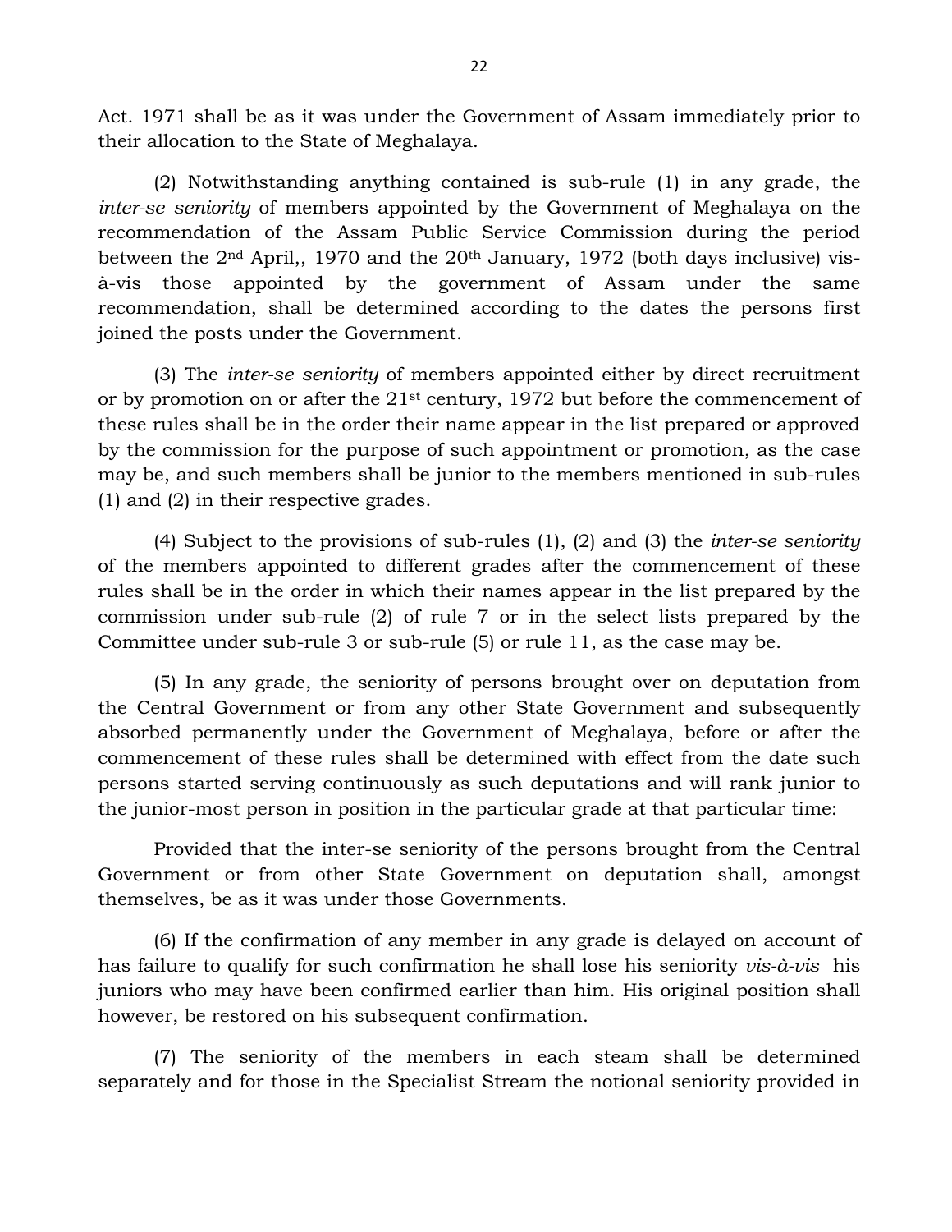Act. 1971 shall be as it was under the Government of Assam immediately prior to their allocation to the State of Meghalaya.

(2) Notwithstanding anything contained is sub-rule (1) in any grade, the *inter-se seniority* of members appointed by the Government of Meghalaya on the recommendation of the Assam Public Service Commission during the period between the 2nd April,, 1970 and the 20th January, 1972 (both days inclusive) vis-à-vis those appointed by the government of Assam under the same recommendation, shall be determined according to the dates the persons first joined the posts under the Government.

(3) The *inter-se seniority* of members appointed either by direct recruitment or by promotion on or after the 21st century, 1972 but before the commencement of these rules shall be in the order their name appear in the list prepared or approved by the commission for the purpose of such appointment or promotion, as the case may be, and such members shall be junior to the members mentioned in sub-rules (1) and (2) in their respective grades.

(4) Subject to the provisions of sub-rules (1), (2) and (3) the *inter-se seniority* of the members appointed to different grades after the commencement of these rules shall be in the order in which their names appear in the list prepared by the commission under sub-rule (2) of rule 7 or in the select lists prepared by the Committee under sub-rule 3 or sub-rule (5) or rule 11, as the case may be.

(5) In any grade, the seniority of persons brought over on deputation from the Central Government or from any other State Government and subsequently absorbed permanently under the Government of Meghalaya, before or after the commencement of these rules shall be determined with effect from the date such persons started serving continuously as such deputations and will rank junior to the junior-most person in position in the particular grade at that particular time:

Provided that the inter-se seniority of the persons brought from the Central Government or from other State Government on deputation shall, amongst themselves, be as it was under those Governments.

(6) If the confirmation of any member in any grade is delayed on account of has failure to qualify for such confirmation he shall lose his seniority *vis-à-vis* his juniors who may have been confirmed earlier than him. His original position shall however, be restored on his subsequent confirmation.

(7) The seniority of the members in each steam shall be determined separately and for those in the Specialist Stream the notional seniority provided in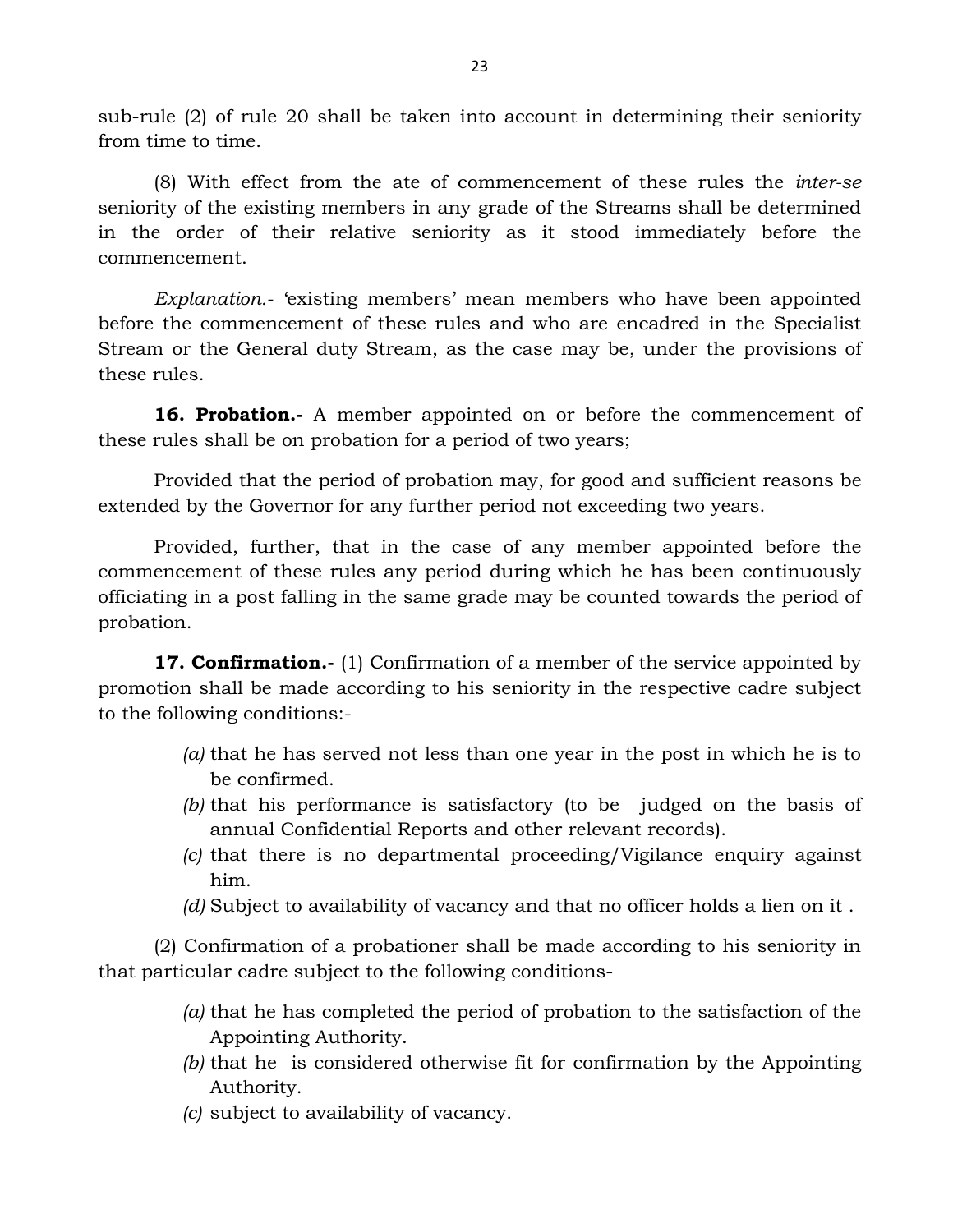sub-rule (2) of rule 20 shall be taken into account in determining their seniority from time to time.

(8) With effect from the ate of commencement of these rules the *inter-se* seniority of the existing members in any grade of the Streams shall be determined in the order of their relative seniority as it stood immediately before the commencement.

*Explanation.-* 'existing members' mean members who have been appointed before the commencement of these rules and who are encadred in the Specialist Stream or the General duty Stream, as the case may be, under the provisions of these rules.

**16. Probation.-** A member appointed on or before the commencement of these rules shall be on probation for a period of two years;

Provided that the period of probation may, for good and sufficient reasons be extended by the Governor for any further period not exceeding two years.

Provided, further, that in the case of any member appointed before the commencement of these rules any period during which he has been continuously officiating in a post falling in the same grade may be counted towards the period of probation.

**17. Confirmation.-** (1) Confirmation of a member of the service appointed by promotion shall be made according to his seniority in the respective cadre subject to the following conditions:-

- *(a)* that he has served not less than one year in the post in which he is to be confirmed.
- *(b)* that his performance is satisfactory (to be judged on the basis of annual Confidential Reports and other relevant records).
- *(c)* that there is no departmental proceeding/Vigilance enquiry against him.
- *(d)* Subject to availability of vacancy and that no officer holds a lien on it .

(2) Confirmation of a probationer shall be made according to his seniority in that particular cadre subject to the following conditions-

- *(a)* that he has completed the period of probation to the satisfaction of the Appointing Authority.
- *(b)* that he is considered otherwise fit for confirmation by the Appointing Authority.
- *(c)* subject to availability of vacancy.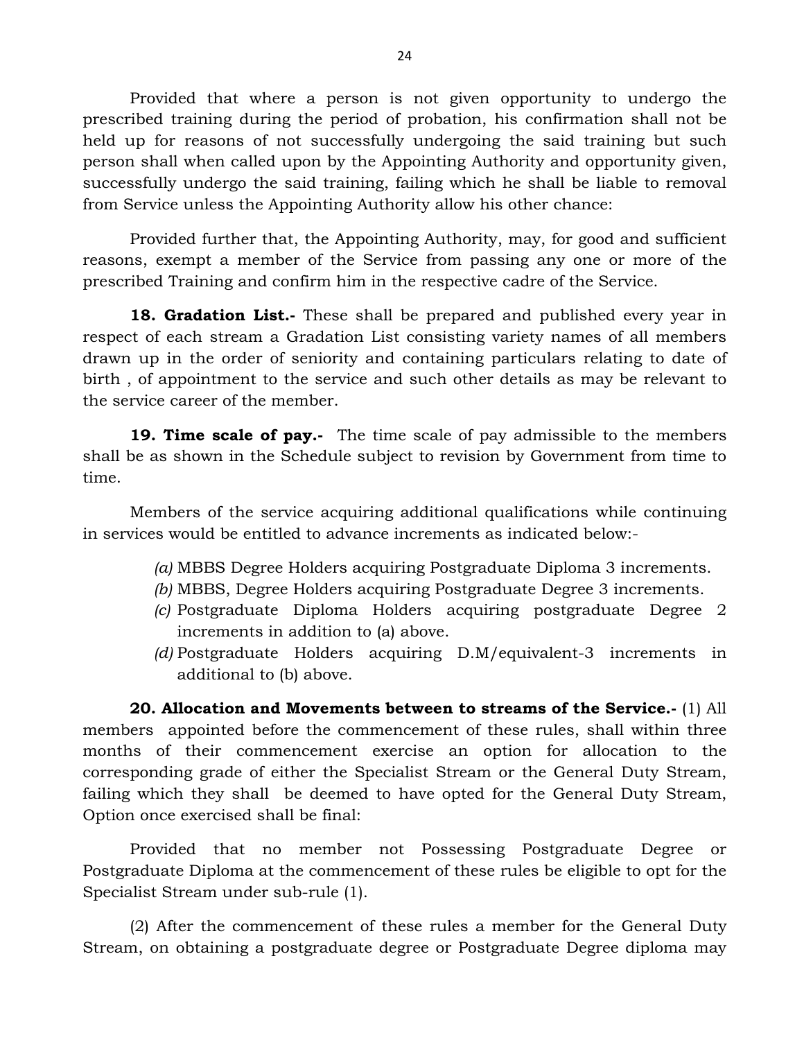Provided that where a person is not given opportunity to undergo the prescribed training during the period of probation, his confirmation shall not be held up for reasons of not successfully undergoing the said training but such person shall when called upon by the Appointing Authority and opportunity given, successfully undergo the said training, failing which he shall be liable to removal from Service unless the Appointing Authority allow his other chance:

Provided further that, the Appointing Authority, may, for good and sufficient reasons, exempt a member of the Service from passing any one or more of the prescribed Training and confirm him in the respective cadre of the Service.

**18. Gradation List.-** These shall be prepared and published every year in respect of each stream a Gradation List consisting variety names of all members drawn up in the order of seniority and containing particulars relating to date of birth , of appointment to the service and such other details as may be relevant to the service career of the member.

**19. Time scale of pay.-** The time scale of pay admissible to the members shall be as shown in the Schedule subject to revision by Government from time to time.

Members of the service acquiring additional qualifications while continuing in services would be entitled to advance increments as indicated below:-

*(a)* MBBS Degree Holders acquiring Postgraduate Diploma 3 increments.
*(b)* MBBS, Degree Holders acquiring Postgraduate Degree 3 increments.
*(c)* Postgraduate Diploma Holders acquiring postgraduate Degree 2 increments in addition to (a) above.
*(d)* Postgraduate Holders acquiring D.M/equivalent-3 increments in additional to (b) above.

**20. Allocation and Movements between to streams of the Service.-** (1) All members appointed before the commencement of these rules, shall within three months of their commencement exercise an option for allocation to the corresponding grade of either the Specialist Stream or the General Duty Stream, failing which they shall be deemed to have opted for the General Duty Stream, Option once exercised shall be final:

Provided that no member not Possessing Postgraduate Degree or Postgraduate Diploma at the commencement of these rules be eligible to opt for the Specialist Stream under sub-rule (1).

(2) After the commencement of these rules a member for the General Duty Stream, on obtaining a postgraduate degree or Postgraduate Degree diploma may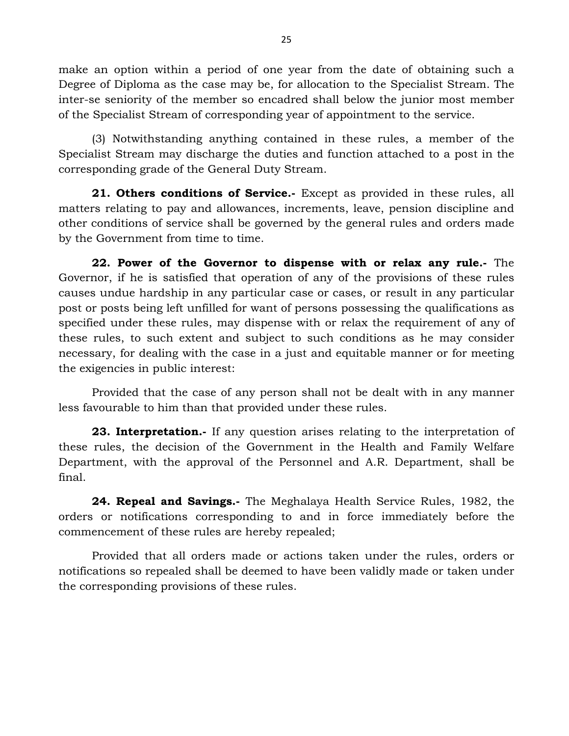make an option within a period of one year from the date of obtaining such a Degree of Diploma as the case may be, for allocation to the Specialist Stream. The inter-se seniority of the member so encadred shall below the junior most member of the Specialist Stream of corresponding year of appointment to the service.

(3) Notwithstanding anything contained in these rules, a member of the Specialist Stream may discharge the duties and function attached to a post in the corresponding grade of the General Duty Stream.

**21. Others conditions of Service.-** Except as provided in these rules, all matters relating to pay and allowances, increments, leave, pension discipline and other conditions of service shall be governed by the general rules and orders made by the Government from time to time.

**22. Power of the Governor to dispense with or relax any rule.-** The Governor, if he is satisfied that operation of any of the provisions of these rules causes undue hardship in any particular case or cases, or result in any particular post or posts being left unfilled for want of persons possessing the qualifications as specified under these rules, may dispense with or relax the requirement of any of these rules, to such extent and subject to such conditions as he may consider necessary, for dealing with the case in a just and equitable manner or for meeting the exigencies in public interest:

Provided that the case of any person shall not be dealt with in any manner less favourable to him than that provided under these rules.

**23. Interpretation.-** If any question arises relating to the interpretation of these rules, the decision of the Government in the Health and Family Welfare Department, with the approval of the Personnel and A.R. Department, shall be final.

**24. Repeal and Savings.-** The Meghalaya Health Service Rules, 1982, the orders or notifications corresponding to and in force immediately before the commencement of these rules are hereby repealed;

Provided that all orders made or actions taken under the rules, orders or notifications so repealed shall be deemed to have been validly made or taken under the corresponding provisions of these rules.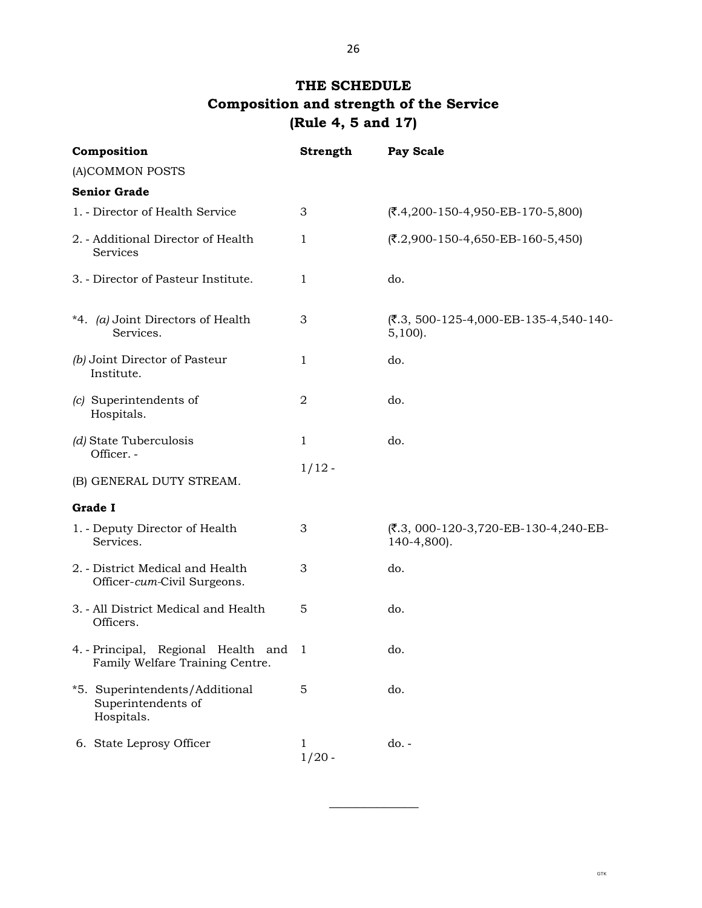# THE SCHEDULE

## Composition and strength of the Service

## (Rule 4, 5 and 17)

| Composition | Strength | Pay Scale |
|---|---|---|
| (A)COMMON POSTS | | |
| **Senior Grade** | | |
| 1. - Director of Health Service | 3 | (₹.4,200-150-4,950-EB-170-5,800) |
| 2. - Additional Director of Health Services | 1 | (₹.2,900-150-4,650-EB-160-5,450) |
| 3. - Director of Pasteur Institute. | 1 | do. |
| *4. *(a)* Joint Directors of Health Services. | 3 | (₹.3, 500-125-4,000-EB-135-4,540-140-5,100). |
| *(b)* Joint Director of Pasteur Institute. | 1 | do. |
| *(c)* Superintendents of Hospitals. | 2 | do. |
| *(d)* State Tuberculosis Officer. - | 1 | do. |
| | 1/12 - | |
| (B) GENERAL DUTY STREAM. | | |
| **Grade I** | | |
| 1. - Deputy Director of Health Services. | 3 | (₹.3, 000-120-3,720-EB-130-4,240-EB-140-4,800). |
| 2. - District Medical and Health Officer-*cum*-Civil Surgeons. | 3 | do. |
| 3. - All District Medical and Health Officers. | 5 | do. |
| 4. - Principal, Regional Health and Family Welfare Training Centre. | 1 | do. |
| *5. Superintendents/Additional Superintendents of Hospitals. | 5 | do. |
| 6. State Leprosy Officer | 1 | do. - |
| | 1/20 - | |